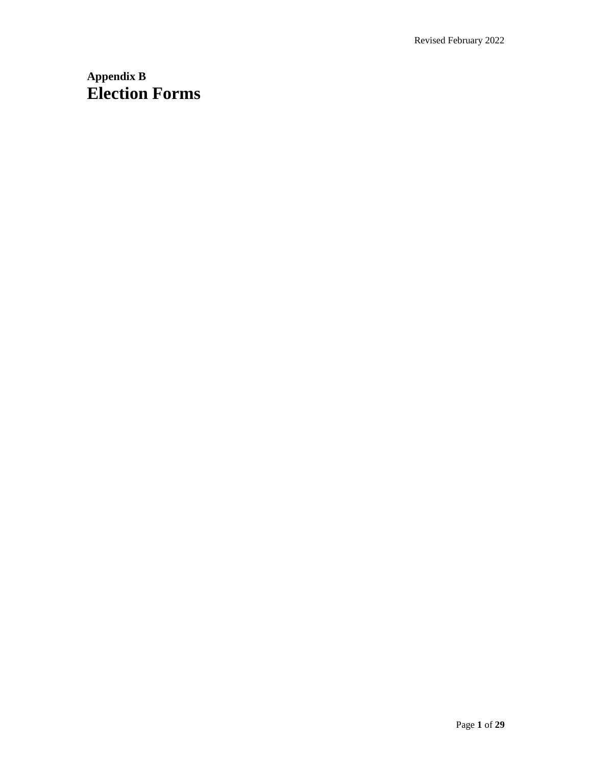**Appendix B**

# Election Forms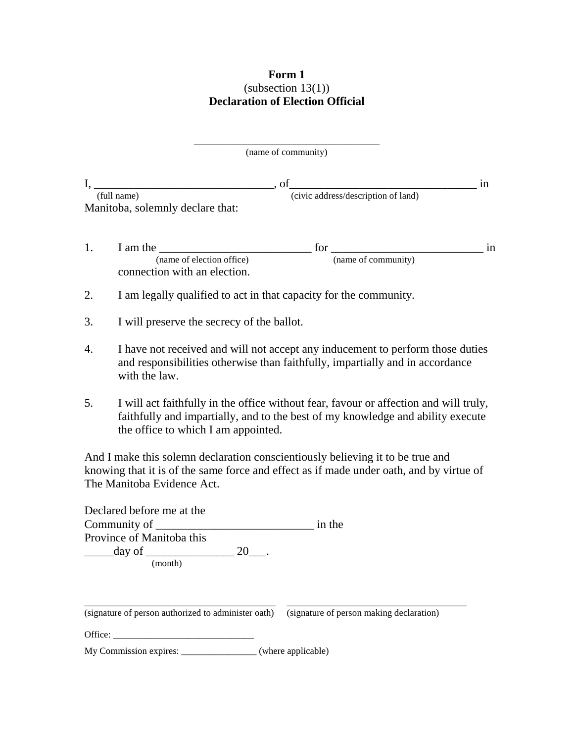**Form 1**
(subsection 13(1))
**Declaration of Election Official**

\_\_\_\_\_\_\_\_\_\_\_\_\_\_\_\_\_\_\_\_\_\_\_\_\_\_\_\_\_\_\_\_\_
(name of community)

I, \_\_\_\_\_\_\_\_\_\_\_\_\_\_\_\_\_\_\_\_\_\_\_\_\_\_\_\_\_\_\_, of\_\_\_\_\_\_\_\_\_\_\_\_\_\_\_\_\_\_\_\_\_\_\_\_\_\_\_\_\_\_\_\_ in
(full name) (civic address/description of land)
Manitoba, solemnly declare that:

1. I am the \_\_\_\_\_\_\_\_\_\_\_\_\_\_\_\_\_\_\_\_\_\_\_\_\_\_ for \_\_\_\_\_\_\_\_\_\_\_\_\_\_\_\_\_\_\_\_\_\_\_\_\_\_ in
   (name of election office) (name of community)
   connection with an election.

2. I am legally qualified to act in that capacity for the community.

3. I will preserve the secrecy of the ballot.

4. I have not received and will not accept any inducement to perform those duties and responsibilities otherwise than faithfully, impartially and in accordance with the law.

5. I will act faithfully in the office without fear, favour or affection and will truly, faithfully and impartially, and to the best of my knowledge and ability execute the office to which I am appointed.

And I make this solemn declaration conscientiously believing it to be true and knowing that it is of the same force and effect as if made under oath, and by virtue of The Manitoba Evidence Act.

Declared before me at the
Community of \_\_\_\_\_\_\_\_\_\_\_\_\_\_\_\_\_\_\_\_\_\_\_\_\_\_\_ in the
Province of Manitoba this
\_\_\_\_\_day of \_\_\_\_\_\_\_\_\_\_\_\_\_\_\_ 20\_\_\_.
(month)

\_\_\_\_\_\_\_\_\_\_\_\_\_\_\_\_\_\_\_\_\_\_\_\_\_\_\_\_\_\_\_\_\_\_\_ \_\_\_\_\_\_\_\_\_\_\_\_\_\_\_\_\_\_\_\_\_\_\_\_\_\_\_\_\_\_\_\_\_\_\_
(signature of person authorized to administer oath) (signature of person making declaration)

Office: \_\_\_\_\_\_\_\_\_\_\_\_\_\_\_\_\_\_\_\_\_\_\_\_\_\_\_\_\_\_

My Commission expires: \_\_\_\_\_\_\_\_\_\_\_\_\_\_\_\_ (where applicable)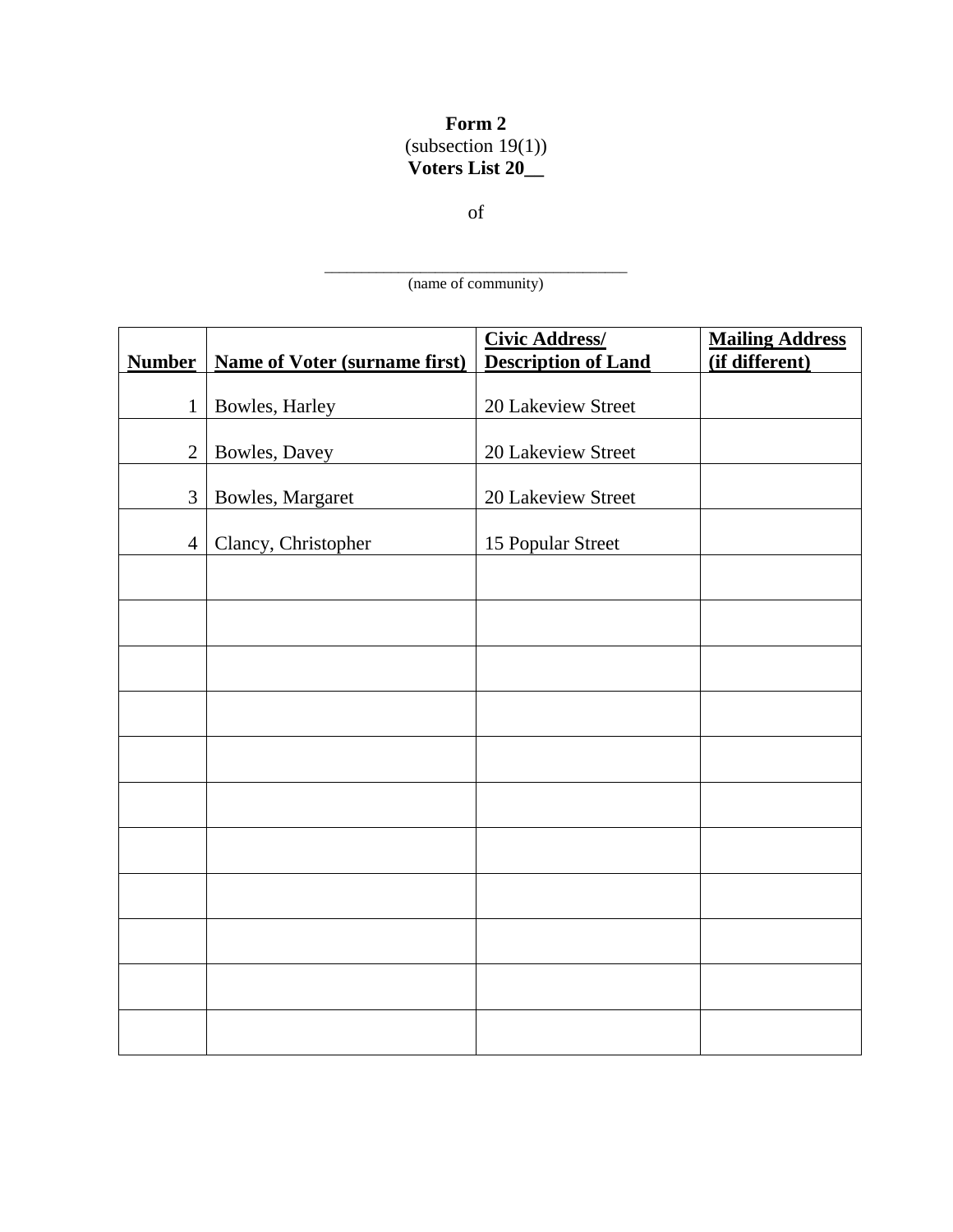**Form 2**
(subsection 19(1))
**Voters List 20__**

of

\_\_\_\_\_\_\_\_\_\_\_\_\_\_\_\_\_\_\_\_\_\_\_\_\_\_\_\_\_\_\_\_\_\_\_\_
(name of community)

| **Number** | **Name of Voter (surname first)** | **Civic Address/ Description of Land** | **Mailing Address (if different)** |
|---|---|---|---|
| 1 | Bowles, Harley | 20 Lakeview Street | |
| 2 | Bowles, Davey | 20 Lakeview Street | |
| 3 | Bowles, Margaret | 20 Lakeview Street | |
| 4 | Clancy, Christopher | 15 Popular Street | |
| | | | |
| | | | |
| | | | |
| | | | |
| | | | |
| | | | |
| | | | |
| | | | |
| | | | |
| | | | |
| | | | |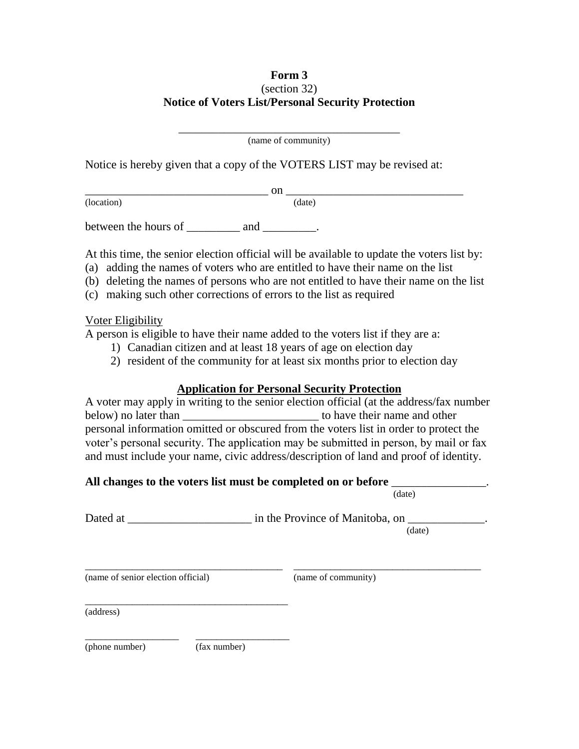**Form 3**
(section 32)
**Notice of Voters List/Personal Security Protection**

\_\_\_\_\_\_\_\_\_\_\_\_\_\_\_\_\_\_\_\_\_\_\_\_\_\_\_\_\_\_\_\_\_\_\_\_\_\_\_\_
(name of community)

Notice is hereby given that a copy of the VOTERS LIST may be revised at:

\_\_\_\_\_\_\_\_\_\_\_\_\_\_\_\_\_\_\_\_\_\_\_\_\_\_\_\_\_\_\_\_ on \_\_\_\_\_\_\_\_\_\_\_\_\_\_\_\_\_\_\_\_\_\_\_\_\_\_\_\_\_\_\_
(location) (date)

between the hours of \_\_\_\_\_\_\_\_\_ and \_\_\_\_\_\_\_\_\_.

At this time, the senior election official will be available to update the voters list by:

(a) adding the names of voters who are entitled to have their name on the list
(b) deleting the names of persons who are not entitled to have their name on the list
(c) making such other corrections of errors to the list as required

Voter Eligibility

A person is eligible to have their name added to the voters list if they are a:

1) Canadian citizen and at least 18 years of age on election day
2) resident of the community for at least six months prior to election day

**Application for Personal Security Protection**

A voter may apply in writing to the senior election official (at the address/fax number below) no later than \_\_\_\_\_\_\_\_\_\_\_\_\_\_\_\_\_\_\_\_\_\_\_ to have their name and other personal information omitted or obscured from the voters list in order to protect the voter's personal security. The application may be submitted in person, by mail or fax and must include your name, civic address/description of land and proof of identity.

**All changes to the voters list must be completed on or before** \_\_\_\_\_\_\_\_\_\_\_\_\_\_\_\_.
(date)

Dated at \_\_\_\_\_\_\_\_\_\_\_\_\_\_\_\_\_\_\_\_\_ in the Province of Manitoba, on \_\_\_\_\_\_\_\_\_\_\_\_\_.
(date)

\_\_\_\_\_\_\_\_\_\_\_\_\_\_\_\_\_\_\_\_\_\_\_\_\_\_\_\_\_\_\_\_\_\_\_\_\_\_\_ \_\_\_\_\_\_\_\_\_\_\_\_\_\_\_\_\_\_\_\_\_\_\_\_\_\_\_\_\_\_\_\_\_\_\_\_\_
(name of senior election official) (name of community)

\_\_\_\_\_\_\_\_\_\_\_\_\_\_\_\_\_\_\_\_\_\_\_\_\_\_\_\_\_\_\_\_\_\_\_\_\_\_\_\_
(address)

\_\_\_\_\_\_\_\_\_\_\_\_\_\_\_\_\_\_ \_\_\_\_\_\_\_\_\_\_\_\_\_\_\_\_\_\_
(phone number) (fax number)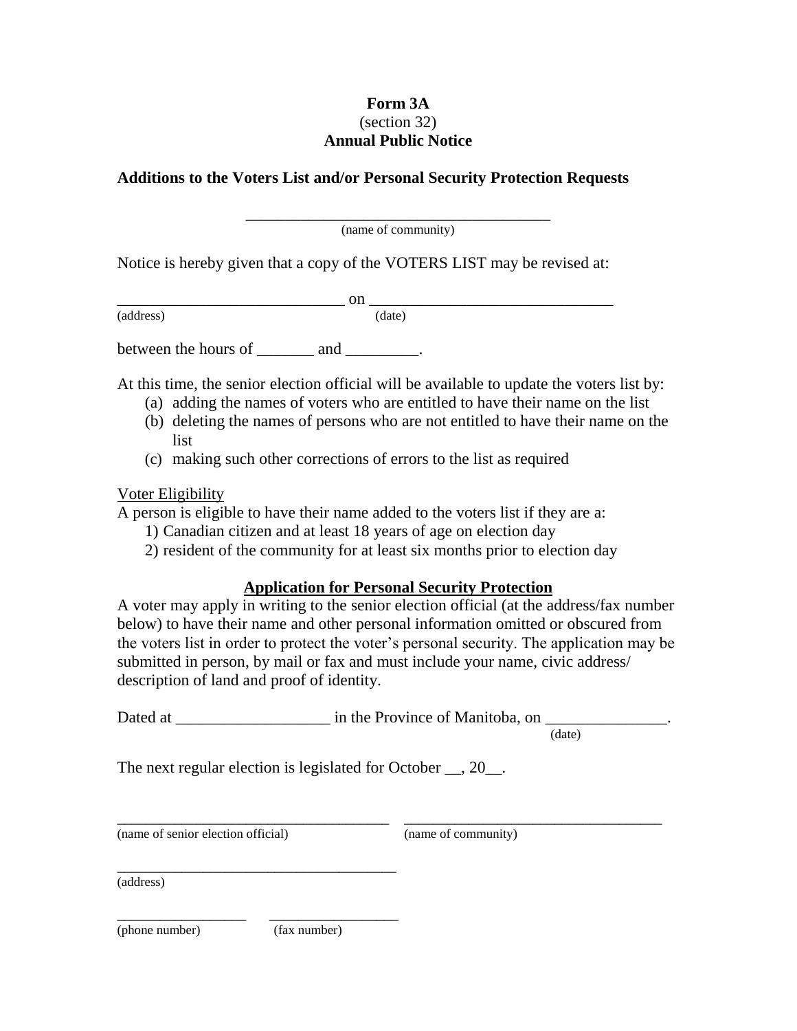**Form 3A**
(section 32)
**Annual Public Notice**

**Additions to the Voters List and/or Personal Security Protection Requests**

\_\_\_\_\_\_\_\_\_\_\_\_\_\_\_\_\_\_\_\_\_\_\_\_\_\_\_\_\_\_\_\_\_\_\_\_\_\_\_
(name of community)

Notice is hereby given that a copy of the VOTERS LIST may be revised at:

\_\_\_\_\_\_\_\_\_\_\_\_\_\_\_\_\_\_\_\_\_\_\_\_\_\_\_\_\_ on \_\_\_\_\_\_\_\_\_\_\_\_\_\_\_\_\_\_\_\_\_\_\_\_\_\_\_\_\_\_\_
(address) (date)

between the hours of \_\_\_\_\_\_\_ and \_\_\_\_\_\_\_\_\_.

At this time, the senior election official will be available to update the voters list by:

(a) adding the names of voters who are entitled to have their name on the list
(b) deleting the names of persons who are not entitled to have their name on the list
(c) making such other corrections of errors to the list as required

Voter Eligibility
A person is eligible to have their name added to the voters list if they are a:

1) Canadian citizen and at least 18 years of age on election day
2) resident of the community for at least six months prior to election day

**Application for Personal Security Protection**

A voter may apply in writing to the senior election official (at the address/fax number below) to have their name and other personal information omitted or obscured from the voters list in order to protect the voter's personal security. The application may be submitted in person, by mail or fax and must include your name, civic address/ description of land and proof of identity.

Dated at \_\_\_\_\_\_\_\_\_\_\_\_\_\_\_\_\_\_\_ in the Province of Manitoba, on \_\_\_\_\_\_\_\_\_\_\_\_\_\_\_.
(date)

The next regular election is legislated for October \_\_, 20\_\_.

\_\_\_\_\_\_\_\_\_\_\_\_\_\_\_\_\_\_\_\_\_\_\_\_\_\_\_\_\_\_\_\_\_\_\_\_ \_\_\_\_\_\_\_\_\_\_\_\_\_\_\_\_\_\_\_\_\_\_\_\_\_\_\_\_\_\_\_\_\_\_\_\_
(name of senior election official) (name of community)

\_\_\_\_\_\_\_\_\_\_\_\_\_\_\_\_\_\_\_\_\_\_\_\_\_\_\_\_\_\_\_\_\_\_\_\_\_\_
(address)

\_\_\_\_\_\_\_\_\_\_\_\_\_\_\_\_\_\_ \_\_\_\_\_\_\_\_\_\_\_\_\_\_\_\_\_\_
(phone number) (fax number)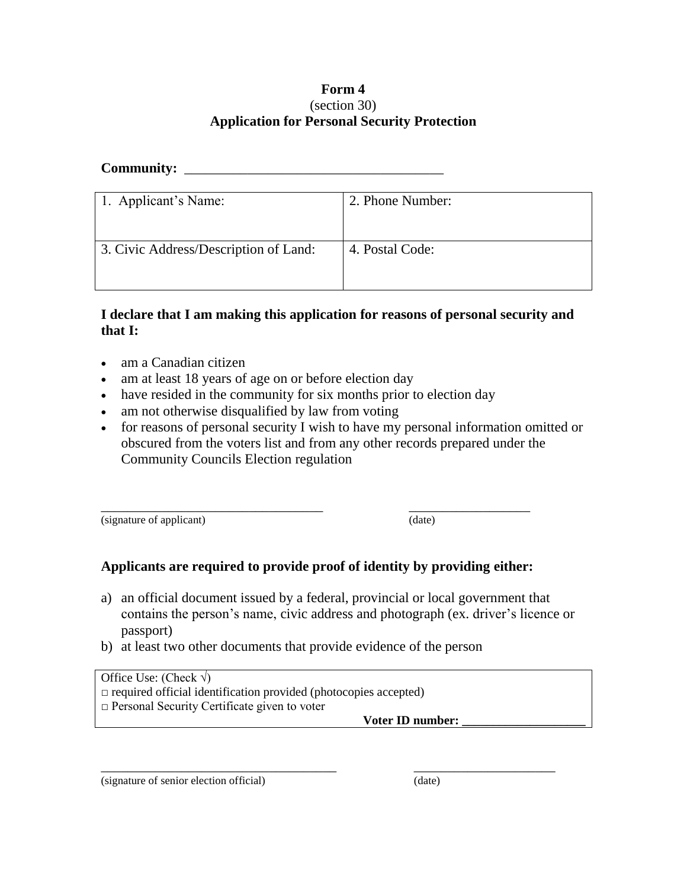**Form 4**
(section 30)
**Application for Personal Security Protection**

**Community:** ______________________________________

| 1. Applicant's Name: | 2. Phone Number: |
| --- | --- |
| 3. Civic Address/Description of Land: | 4. Postal Code: |

**I declare that I am making this application for reasons of personal security and that I:**

- am a Canadian citizen
- am at least 18 years of age on or before election day
- have resided in the community for six months prior to election day
- am not otherwise disqualified by law from voting
- for reasons of personal security I wish to have my personal information omitted or obscured from the voters list and from any other records prepared under the Community Councils Election regulation

___________________________________ ___________________
(signature of applicant) (date)

**Applicants are required to provide proof of identity by providing either:**

a) an official document issued by a federal, provincial or local government that contains the person's name, civic address and photograph (ex. driver's licence or passport)
b) at least two other documents that provide evidence of the person

| Office Use: (Check √) |
| --- |
| □ required official identification provided (photocopies accepted) |
| □ Personal Security Certificate given to voter |
| **Voter ID number: ___________________** |

_____________________________________ ______________________
(signature of senior election official) (date)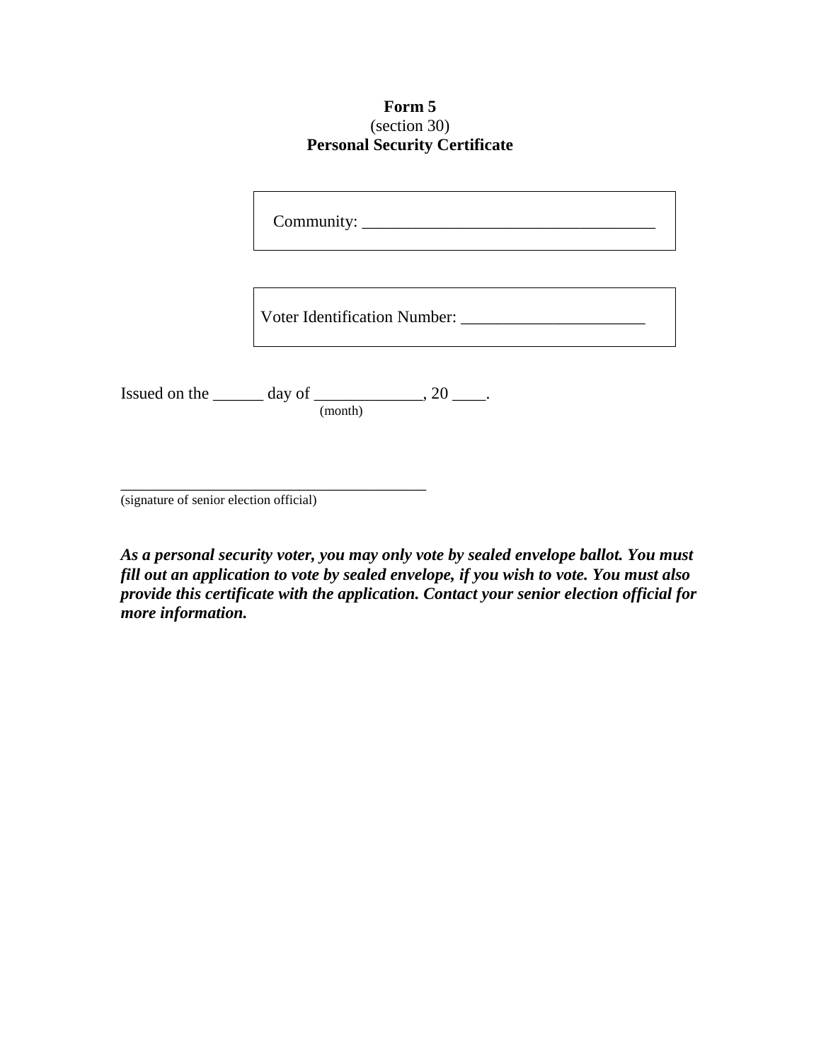**Form 5**
(section 30)
**Personal Security Certificate**

Community: ___________________________________

Voter Identification Number: ______________________

Issued on the ______ day of _____________, 20 ____.
(month)

_________________________________________
(signature of senior election official)

***As a personal security voter, you may only vote by sealed envelope ballot. You must fill out an application to vote by sealed envelope, if you wish to vote. You must also provide this certificate with the application. Contact your senior election official for more information.***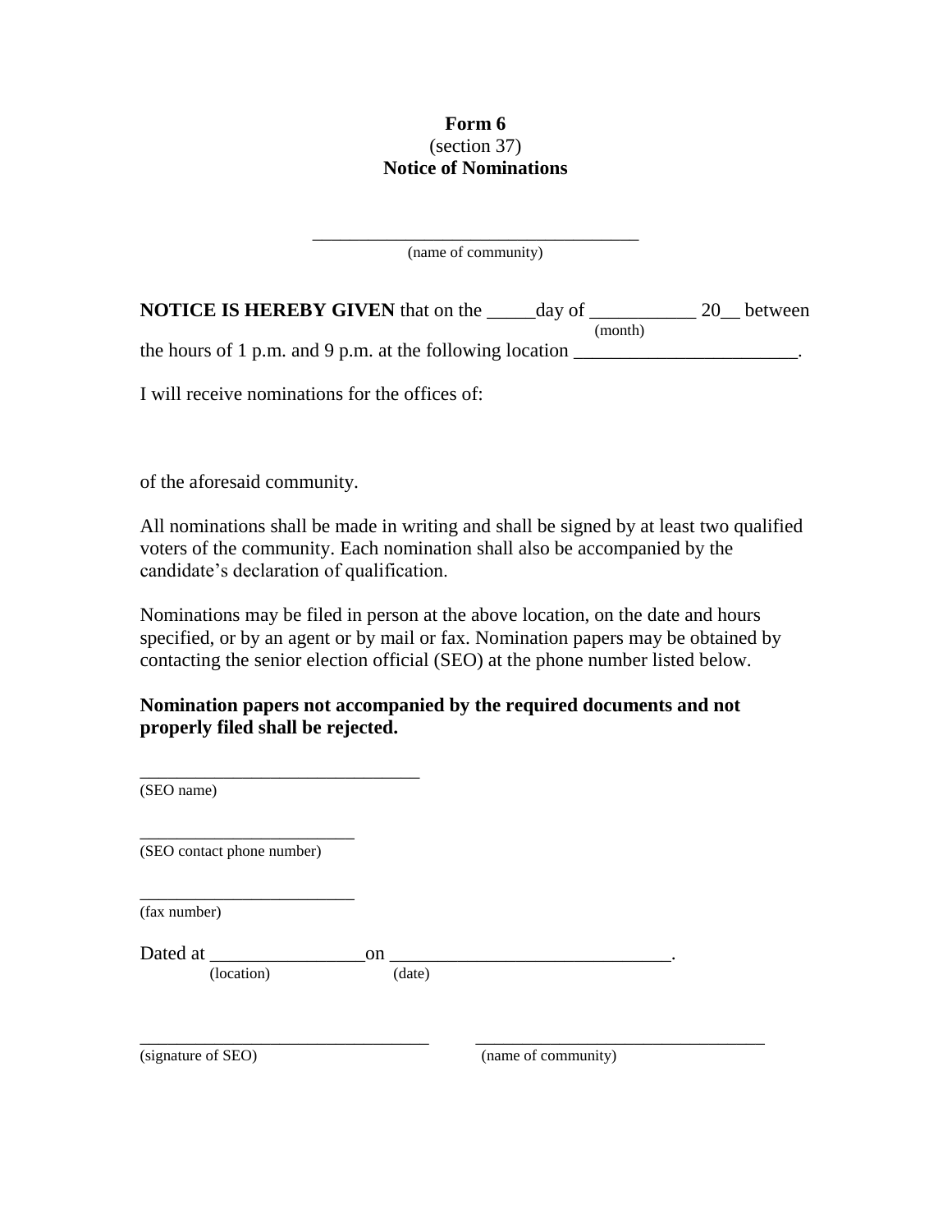**Form 6**
(section 37)
**Notice of Nominations**

___________________________________
(name of community)

**NOTICE IS HEREBY GIVEN** that on the _____day of ___________ 20__ between
(month)
the hours of 1 p.m. and 9 p.m. at the following location _______________________.

I will receive nominations for the offices of:

of the aforesaid community.

All nominations shall be made in writing and shall be signed by at least two qualified voters of the community. Each nomination shall also be accompanied by the candidate's declaration of qualification.

Nominations may be filed in person at the above location, on the date and hours specified, or by an agent or by mail or fax. Nomination papers may be obtained by contacting the senior election official (SEO) at the phone number listed below.

**Nomination papers not accompanied by the required documents and not properly filed shall be rejected.**

______________________________
(SEO name)

________________________
(SEO contact phone number)

________________________
(fax number)

Dated at ________________on _____________________________.
(location) (date)

________________________________ ________________________________
(signature of SEO) (name of community)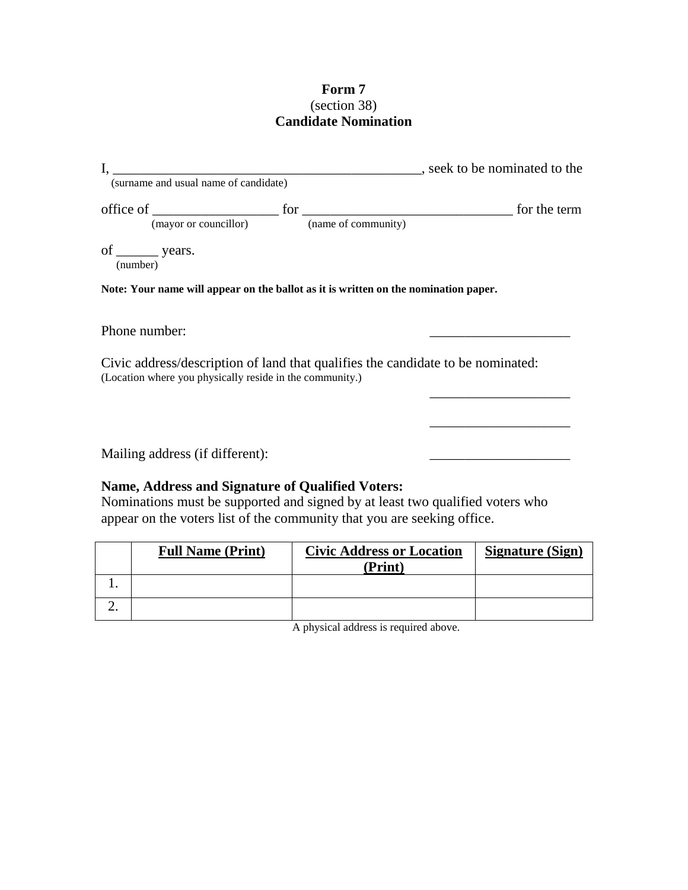**Form 7**
(section 38)
**Candidate Nomination**

I, _____________________________________________, seek to be nominated to the
(surname and usual name of candidate)

office of __________________ for ______________________________ for the term
(mayor or councillor) (name of community)

of ______ years.
(number)

**Note: Your name will appear on the ballot as it is written on the nomination paper.**

Phone number: ____________________

Civic address/description of land that qualifies the candidate to be nominated:
(Location where you physically reside in the community.)

____________________

____________________

Mailing address (if different): ____________________

**Name, Address and Signature of Qualified Voters:**
Nominations must be supported and signed by at least two qualified voters who appear on the voters list of the community that you are seeking office.

| | **Full Name (Print)** | **Civic Address or Location (Print)** | **Signature (Sign)** |
|---|---|---|---|
| 1. | | | |
| 2. | | | |

A physical address is required above.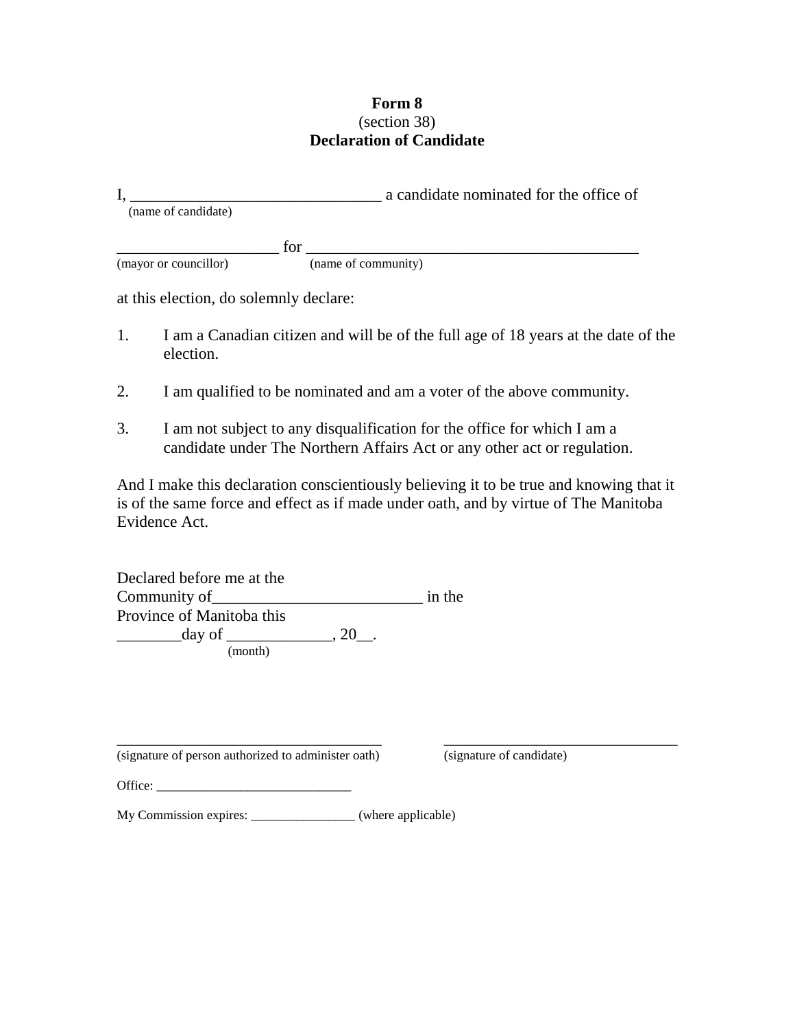**Form 8**
(section 38)
**Declaration of Candidate**

I, _______________________________ a candidate nominated for the office of
(name of candidate)

____________________ for __________________________________________
(mayor or councillor) (name of community)

at this election, do solemnly declare:

1. I am a Canadian citizen and will be of the full age of 18 years at the date of the election.

2. I am qualified to be nominated and am a voter of the above community.

3. I am not subject to any disqualification for the office for which I am a candidate under The Northern Affairs Act or any other act or regulation.

And I make this declaration conscientiously believing it to be true and knowing that it is of the same force and effect as if made under oath, and by virtue of The Manitoba Evidence Act.

Declared before me at the
Community of_________________________ in the
Province of Manitoba this
________day of _____________, 20__.
(month)

_____________________________________
(signature of person authorized to administer oath)

_________________________________
(signature of candidate)

Office: _____________________________

My Commission expires: ________________ (where applicable)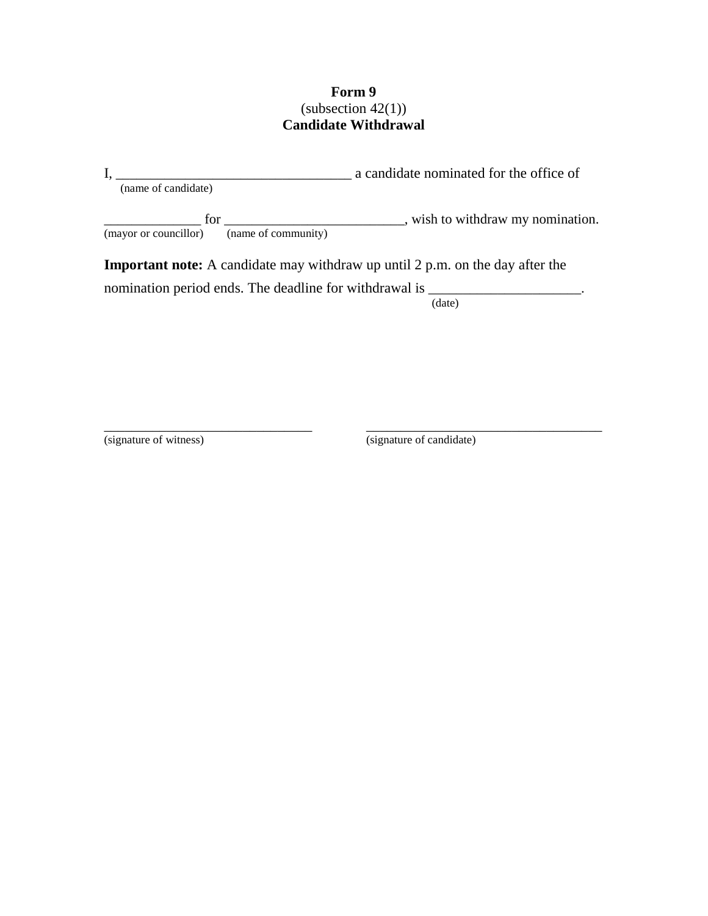**Form 9**
(subsection 42(1))
**Candidate Withdrawal**

I, _________________________________ a candidate nominated for the office of
(name of candidate)

_____________ for _________________________, wish to withdraw my nomination.
(mayor or councillor) (name of community)

**Important note:** A candidate may withdraw up until 2 p.m. on the day after the nomination period ends. The deadline for withdrawal is _____________________.
(date)

_______________________________ _____________________________________
(signature of witness) (signature of candidate)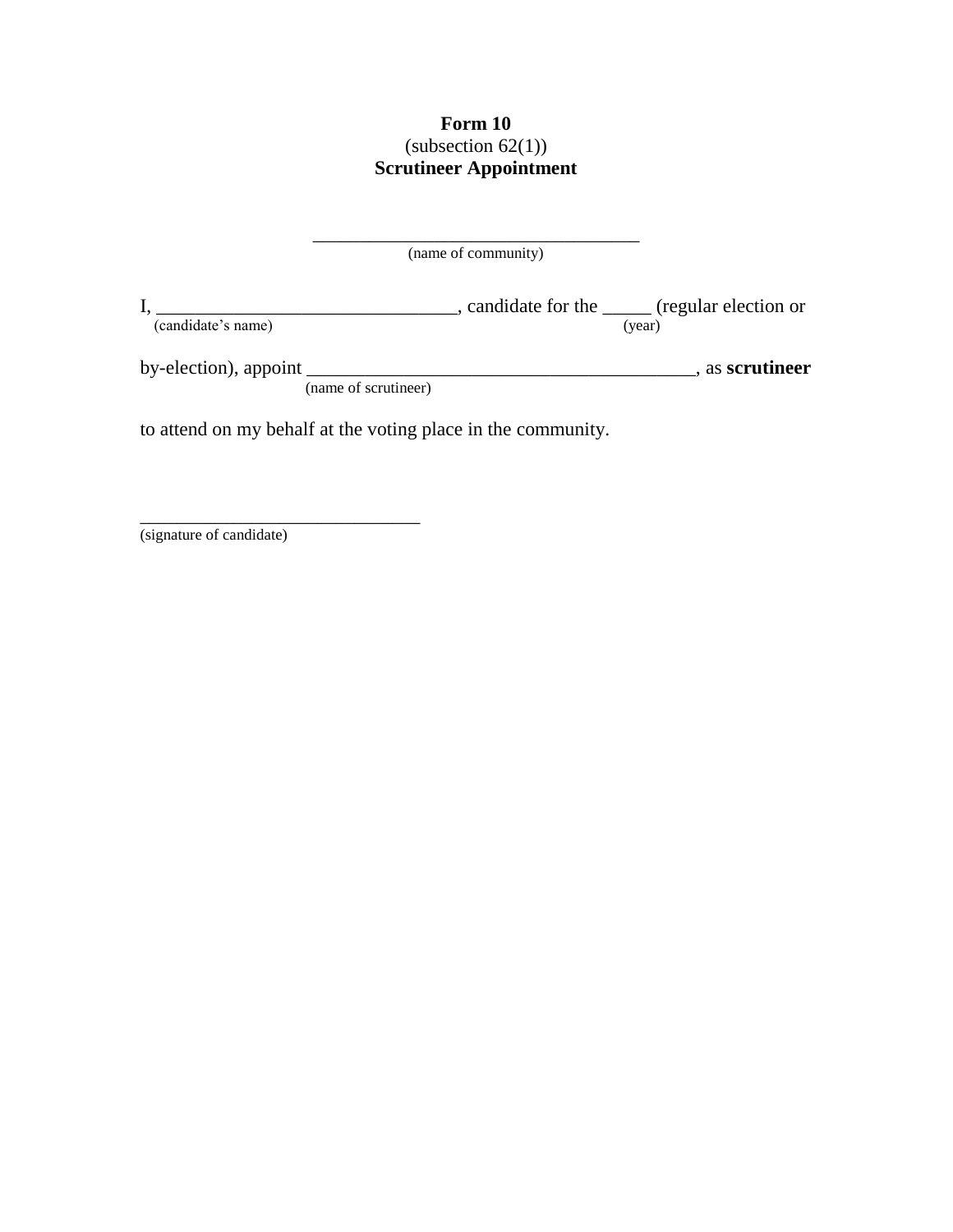**Form 10**
(subsection 62(1))
**Scrutineer Appointment**

\_\_\_\_\_\_\_\_\_\_\_\_\_\_\_\_\_\_\_\_\_\_\_\_\_\_\_\_\_\_\_\_\_\_\_\_
(name of community)

I, \_\_\_\_\_\_\_\_\_\_\_\_\_\_\_\_\_\_\_\_\_\_\_\_\_\_\_\_\_\_\_\_, candidate for the \_\_\_\_\_ (regular election or
(candidate's name) (year)

by-election), appoint \_\_\_\_\_\_\_\_\_\_\_\_\_\_\_\_\_\_\_\_\_\_\_\_\_\_\_\_\_\_\_\_\_\_\_\_\_\_\_\_\_, as **scrutineer**
(name of scrutineer)

to attend on my behalf at the voting place in the community.

\_\_\_\_\_\_\_\_\_\_\_\_\_\_\_\_\_\_\_\_\_\_\_\_\_\_\_\_\_\_\_
(signature of candidate)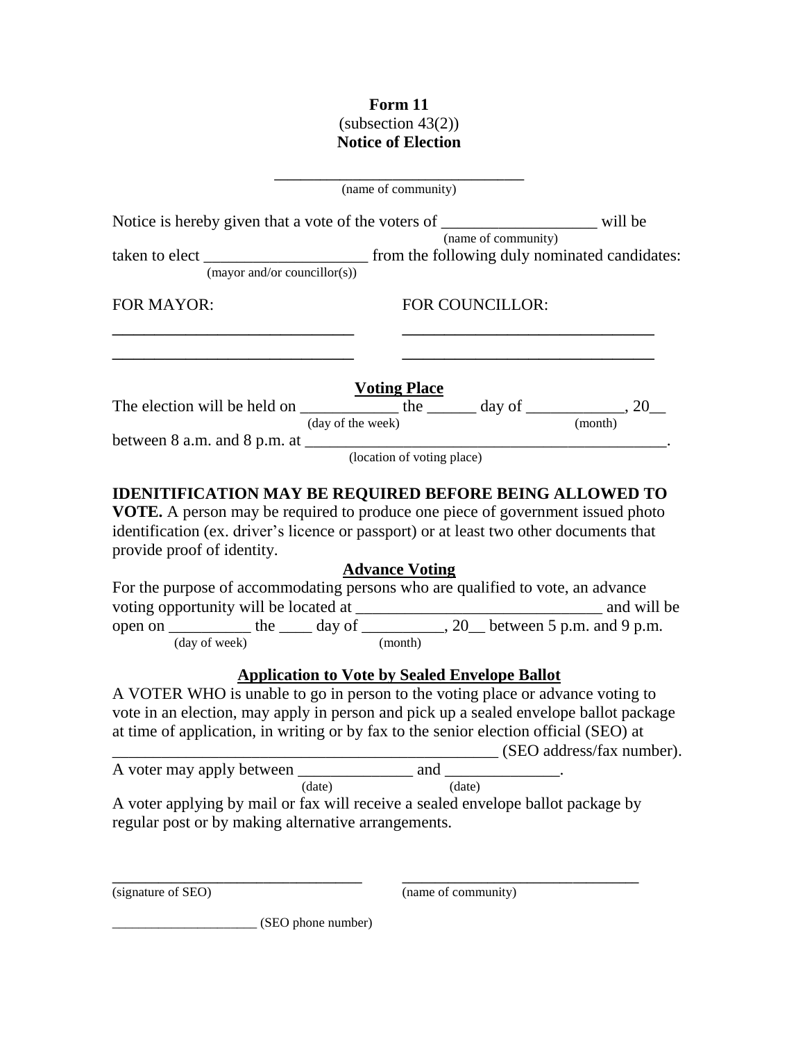**Form 11**
(subsection 43(2))
**Notice of Election**

\_\_\_\_\_\_\_\_\_\_\_\_\_\_\_\_\_\_\_\_\_\_\_\_\_\_\_\_\_\_
(name of community)

Notice is hereby given that a vote of the voters of \_\_\_\_\_\_\_\_\_\_\_\_\_\_\_\_\_\_\_ (name of community) will be taken to elect \_\_\_\_\_\_\_\_\_\_\_\_\_\_\_\_\_\_\_\_ (mayor and/or councillor(s)) from the following duly nominated candidates:

| FOR MAYOR: | FOR COUNCILLOR: |
| --- | --- |
| \_\_\_\_\_\_\_\_\_\_\_\_\_\_\_\_\_\_\_\_\_\_\_\_\_\_\_\_\_\_ | \_\_\_\_\_\_\_\_\_\_\_\_\_\_\_\_\_\_\_\_\_\_\_\_\_\_\_\_\_\_ |
| \_\_\_\_\_\_\_\_\_\_\_\_\_\_\_\_\_\_\_\_\_\_\_\_\_\_\_\_\_\_ | \_\_\_\_\_\_\_\_\_\_\_\_\_\_\_\_\_\_\_\_\_\_\_\_\_\_\_\_\_\_ |

**<u>Voting Place</u>**

The election will be held on \_\_\_\_\_\_\_\_\_\_\_\_ (day of the week) the \_\_\_\_\_\_ day of \_\_\_\_\_\_\_\_\_\_\_\_ (month), 20\_\_ between 8 a.m. and 8 p.m. at \_\_\_\_\_\_\_\_\_\_\_\_\_\_\_\_\_\_\_\_\_\_\_\_\_\_\_\_\_\_\_\_\_\_\_\_\_\_\_\_\_\_\_\_\_\_ (location of voting place).

**IDENITIFICATION MAY BE REQUIRED BEFORE BEING ALLOWED TO VOTE.** A person may be required to produce one piece of government issued photo identification (ex. driver's licence or passport) or at least two other documents that provide proof of identity.

**<u>Advance Voting</u>**

For the purpose of accommodating persons who are qualified to vote, an advance voting opportunity will be located at \_\_\_\_\_\_\_\_\_\_\_\_\_\_\_\_\_\_\_\_\_\_\_\_\_\_\_\_\_\_ and will be open on \_\_\_\_\_\_\_\_\_\_ (day of week) the \_\_\_\_ day of \_\_\_\_\_\_\_\_\_\_ (month), 20\_\_ between 5 p.m. and 9 p.m.

**<u>Application to Vote by Sealed Envelope Ballot</u>**

A VOTER WHO is unable to go in person to the voting place or advance voting to vote in an election, may apply in person and pick up a sealed envelope ballot package at time of application, in writing or by fax to the senior election official (SEO) at \_\_\_\_\_\_\_\_\_\_\_\_\_\_\_\_\_\_\_\_\_\_\_\_\_\_\_\_\_\_\_\_\_\_\_\_\_\_\_\_\_\_\_\_\_\_\_\_ (SEO address/fax number).

A voter may apply between \_\_\_\_\_\_\_\_\_\_\_\_\_\_ (date) and \_\_\_\_\_\_\_\_\_\_\_\_\_\_ (date).

A voter applying by mail or fax will receive a sealed envelope ballot package by regular post or by making alternative arrangements.

\_\_\_\_\_\_\_\_\_\_\_\_\_\_\_\_\_\_\_\_\_\_\_\_\_\_\_\_\_\_ (signature of SEO)

\_\_\_\_\_\_\_\_\_\_\_\_\_\_\_\_\_\_\_\_\_\_\_\_\_\_\_\_\_\_ (name of community)

\_\_\_\_\_\_\_\_\_\_\_\_\_\_\_\_\_\_\_\_\_ (SEO phone number)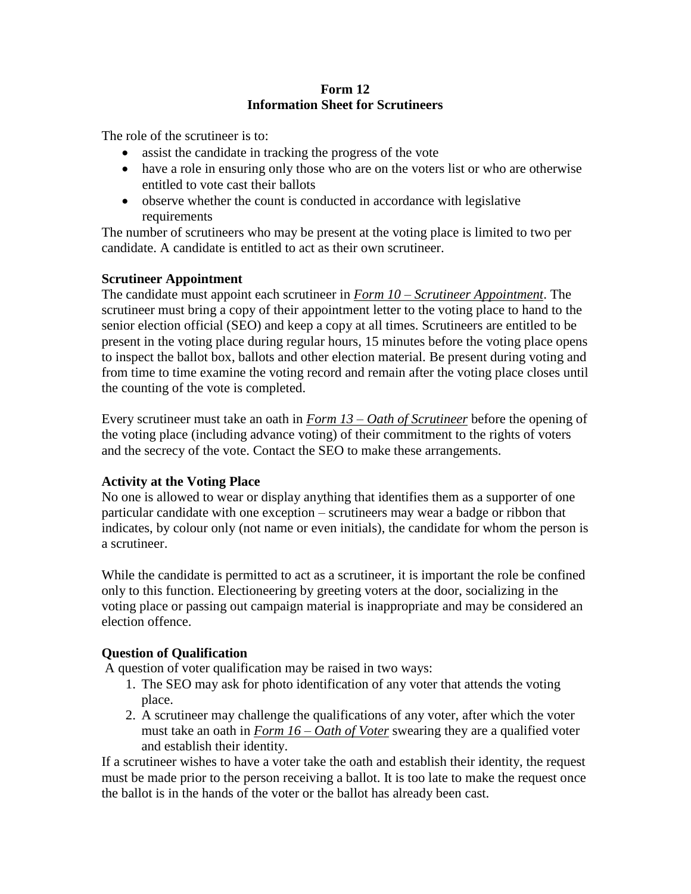**Form 12**
**Information Sheet for Scrutineers**

The role of the scrutineer is to:

- assist the candidate in tracking the progress of the vote
- have a role in ensuring only those who are on the voters list or who are otherwise entitled to vote cast their ballots
- observe whether the count is conducted in accordance with legislative requirements

The number of scrutineers who may be present at the voting place is limited to two per candidate. A candidate is entitled to act as their own scrutineer.

**Scrutineer Appointment**

The candidate must appoint each scrutineer in ***Form 10 – Scrutineer Appointment***. The scrutineer must bring a copy of their appointment letter to the voting place to hand to the senior election official (SEO) and keep a copy at all times. Scrutineers are entitled to be present in the voting place during regular hours, 15 minutes before the voting place opens to inspect the ballot box, ballots and other election material. Be present during voting and from time to time examine the voting record and remain after the voting place closes until the counting of the vote is completed.

Every scrutineer must take an oath in ***Form 13 – Oath of Scrutineer*** before the opening of the voting place (including advance voting) of their commitment to the rights of voters and the secrecy of the vote. Contact the SEO to make these arrangements.

**Activity at the Voting Place**

No one is allowed to wear or display anything that identifies them as a supporter of one particular candidate with one exception – scrutineers may wear a badge or ribbon that indicates, by colour only (not name or even initials), the candidate for whom the person is a scrutineer.

While the candidate is permitted to act as a scrutineer, it is important the role be confined only to this function. Electioneering by greeting voters at the door, socializing in the voting place or passing out campaign material is inappropriate and may be considered an election offence.

**Question of Qualification**

A question of voter qualification may be raised in two ways:

1. The SEO may ask for photo identification of any voter that attends the voting place.
2. A scrutineer may challenge the qualifications of any voter, after which the voter must take an oath in ***Form 16 – Oath of Voter*** swearing they are a qualified voter and establish their identity.

If a scrutineer wishes to have a voter take the oath and establish their identity, the request must be made prior to the person receiving a ballot. It is too late to make the request once the ballot is in the hands of the voter or the ballot has already been cast.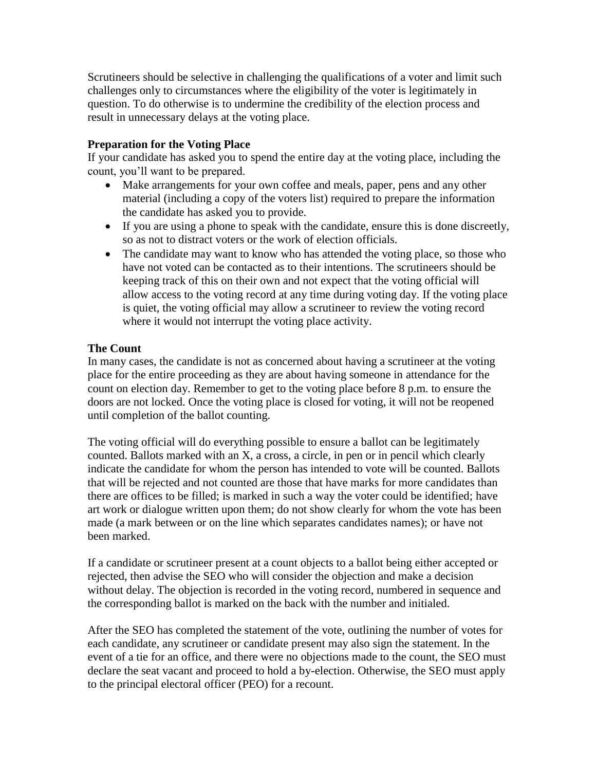Scrutineers should be selective in challenging the qualifications of a voter and limit such challenges only to circumstances where the eligibility of the voter is legitimately in question. To do otherwise is to undermine the credibility of the election process and result in unnecessary delays at the voting place.

**Preparation for the Voting Place**

If your candidate has asked you to spend the entire day at the voting place, including the count, you'll want to be prepared.

- Make arrangements for your own coffee and meals, paper, pens and any other material (including a copy of the voters list) required to prepare the information the candidate has asked you to provide.
- If you are using a phone to speak with the candidate, ensure this is done discreetly, so as not to distract voters or the work of election officials.
- The candidate may want to know who has attended the voting place, so those who have not voted can be contacted as to their intentions. The scrutineers should be keeping track of this on their own and not expect that the voting official will allow access to the voting record at any time during voting day. If the voting place is quiet, the voting official may allow a scrutineer to review the voting record where it would not interrupt the voting place activity.

**The Count**

In many cases, the candidate is not as concerned about having a scrutineer at the voting place for the entire proceeding as they are about having someone in attendance for the count on election day. Remember to get to the voting place before 8 p.m. to ensure the doors are not locked. Once the voting place is closed for voting, it will not be reopened until completion of the ballot counting.

The voting official will do everything possible to ensure a ballot can be legitimately counted. Ballots marked with an X, a cross, a circle, in pen or in pencil which clearly indicate the candidate for whom the person has intended to vote will be counted. Ballots that will be rejected and not counted are those that have marks for more candidates than there are offices to be filled; is marked in such a way the voter could be identified; have art work or dialogue written upon them; do not show clearly for whom the vote has been made (a mark between or on the line which separates candidates names); or have not been marked.

If a candidate or scrutineer present at a count objects to a ballot being either accepted or rejected, then advise the SEO who will consider the objection and make a decision without delay. The objection is recorded in the voting record, numbered in sequence and the corresponding ballot is marked on the back with the number and initialed.

After the SEO has completed the statement of the vote, outlining the number of votes for each candidate, any scrutineer or candidate present may also sign the statement. In the event of a tie for an office, and there were no objections made to the count, the SEO must declare the seat vacant and proceed to hold a by-election. Otherwise, the SEO must apply to the principal electoral officer (PEO) for a recount.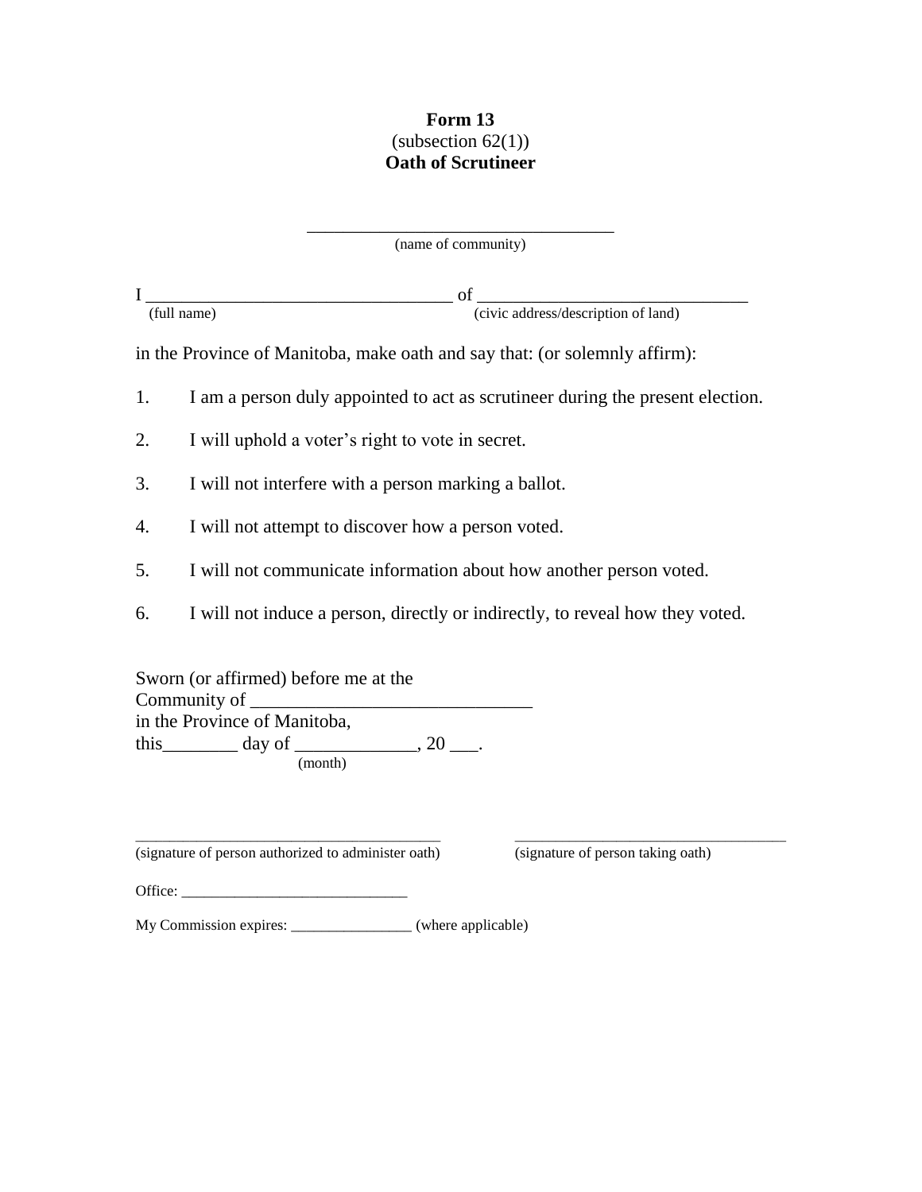**Form 13**
(subsection 62(1))
**Oath of Scrutineer**

___________________________________
(name of community)

I __________________________________ of ______________________________
(full name) (civic address/description of land)

in the Province of Manitoba, make oath and say that: (or solemnly affirm):

1. I am a person duly appointed to act as scrutineer during the present election.
2. I will uphold a voter's right to vote in secret.
3. I will not interfere with a person marking a ballot.
4. I will not attempt to discover how a person voted.
5. I will not communicate information about how another person voted.
6. I will not induce a person, directly or indirectly, to reveal how they voted.

Sworn (or affirmed) before me at the
Community of _____________________________
in the Province of Manitoba,
this________ day of _____________, 20 ___.
(month)

________________________________________
(signature of person authorized to administer oath)

___________________________________
(signature of person taking oath)

Office: ______________________________

My Commission expires: ________________ (where applicable)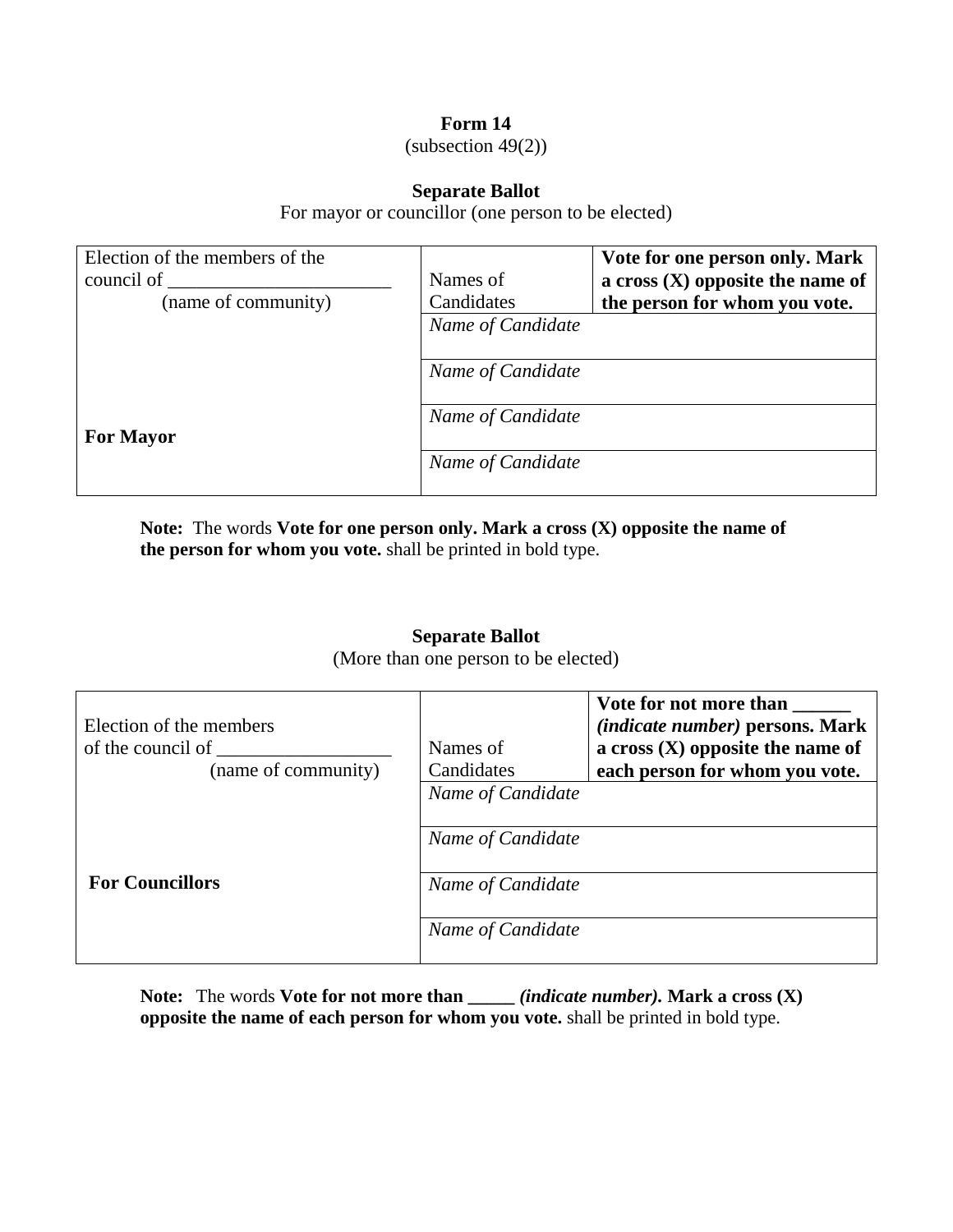**Form 14**
(subsection 49(2))

**Separate Ballot**
For mayor or councillor (one person to be elected)

| Election of the members of the council of _______________________ (name of community) | Names of Candidates | **Vote for one person only. Mark a cross (X) opposite the name of the person for whom you vote.** |
| --- | --- | --- |
| | *Name of Candidate* | |
| | *Name of Candidate* | |
| **For Mayor** | *Name of Candidate* | |
| | *Name of Candidate* | |

**Note:** The words **Vote for one person only. Mark a cross (X) opposite the name of the person for whom you vote.** shall be printed in bold type.

**Separate Ballot**
(More than one person to be elected)

| Election of the members of the council of __________________ (name of community) | Names of Candidates | **Vote for not more than ______ *(indicate number)* persons. Mark a cross (X) opposite the name of each person for whom you vote.** |
| --- | --- | --- |
| | *Name of Candidate* | |
| | *Name of Candidate* | |
| **For Councillors** | *Name of Candidate* | |
| | *Name of Candidate* | |

**Note:** The words **Vote for not more than _____ *(indicate number).* Mark a cross (X) opposite the name of each person for whom you vote.** shall be printed in bold type.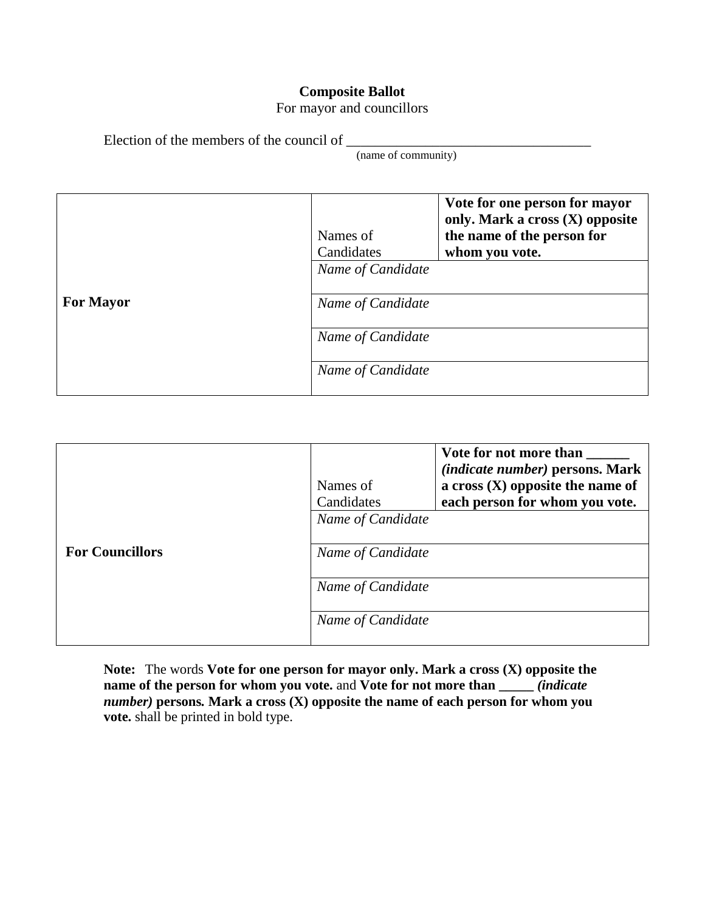**Composite Ballot**
For mayor and councillors

Election of the members of the council of ___________________________________
(name of community)

| **For Mayor** | Names of Candidates | **Vote for one person for mayor only. Mark a cross (X) opposite the name of the person for whom you vote.** |
|---|---|---|
| | *Name of Candidate* | |
| | *Name of Candidate* | |
| | *Name of Candidate* | |
| | *Name of Candidate* | |

| **For Councillors** | Names of Candidates | **Vote for not more than ______ *(indicate number)* persons. Mark a cross (X) opposite the name of each person for whom you vote.** |
|---|---|---|
| | *Name of Candidate* | |
| | *Name of Candidate* | |
| | *Name of Candidate* | |
| | *Name of Candidate* | |

**Note:** The words **Vote for one person for mayor only. Mark a cross (X) opposite the name of the person for whom you vote.** and **Vote for not more than _____ *(indicate number)* persons. Mark a cross (X) opposite the name of each person for whom you vote.** shall be printed in bold type.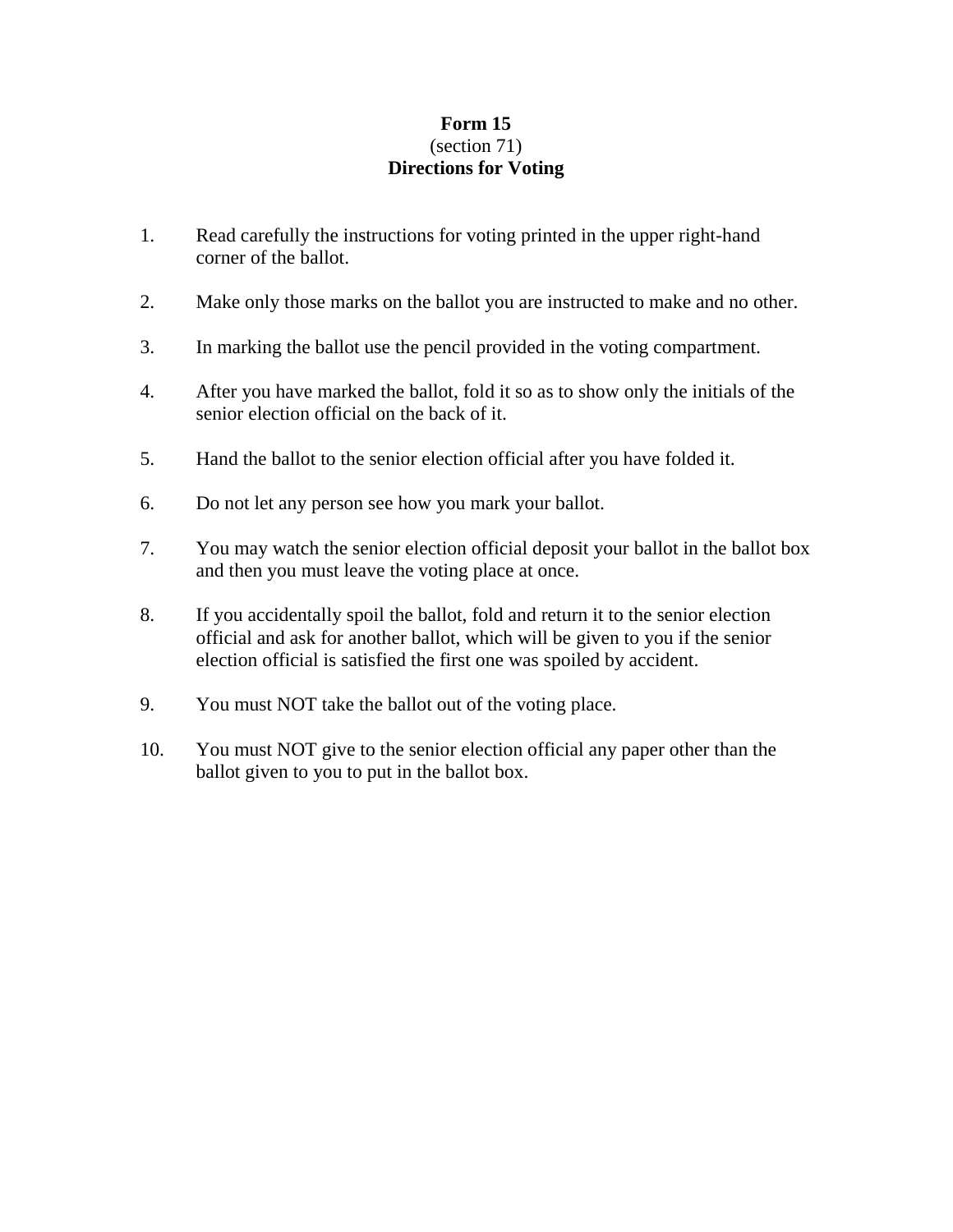**Form 15**
(section 71)
**Directions for Voting**

1. Read carefully the instructions for voting printed in the upper right-hand corner of the ballot.

2. Make only those marks on the ballot you are instructed to make and no other.

3. In marking the ballot use the pencil provided in the voting compartment.

4. After you have marked the ballot, fold it so as to show only the initials of the senior election official on the back of it.

5. Hand the ballot to the senior election official after you have folded it.

6. Do not let any person see how you mark your ballot.

7. You may watch the senior election official deposit your ballot in the ballot box and then you must leave the voting place at once.

8. If you accidentally spoil the ballot, fold and return it to the senior election official and ask for another ballot, which will be given to you if the senior election official is satisfied the first one was spoiled by accident.

9. You must NOT take the ballot out of the voting place.

10. You must NOT give to the senior election official any paper other than the ballot given to you to put in the ballot box.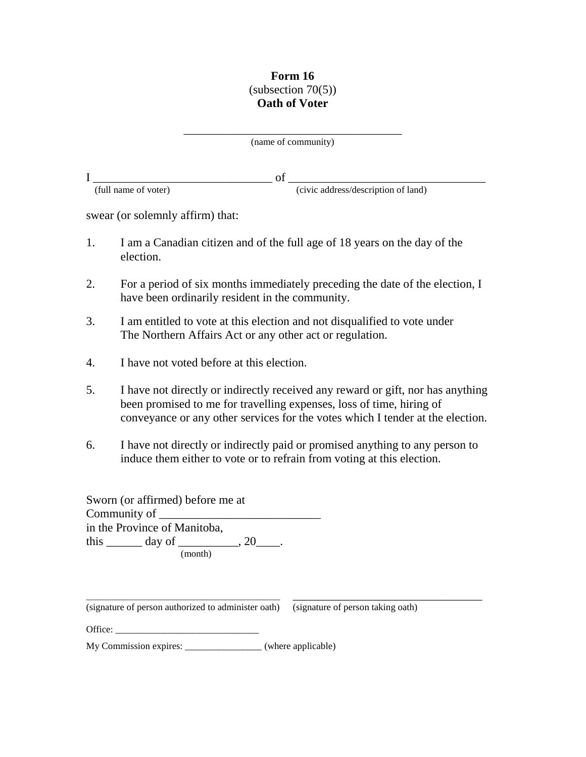**Form 16**
(subsection 70(5))
**Oath of Voter**

_______________________________________
(name of community)

I ______________________________ of _________________________________
(full name of voter) (civic address/description of land)

swear (or solemnly affirm) that:

1. I am a Canadian citizen and of the full age of 18 years on the day of the election.

2. For a period of six months immediately preceding the date of the election, I have been ordinarily resident in the community.

3. I am entitled to vote at this election and not disqualified to vote under The Northern Affairs Act or any other act or regulation.

4. I have not voted before at this election.

5. I have not directly or indirectly received any reward or gift, nor has anything been promised to me for travelling expenses, loss of time, hiring of conveyance or any other services for the votes which I tender at the election.

6. I have not directly or indirectly paid or promised anything to any person to induce them either to vote or to refrain from voting at this election.

Sworn (or affirmed) before me at
Community of __________________________
in the Province of Manitoba,
this ______ day of __________, 20____.
(month)

_____________________________________ (signature of person authorized to administer oath)

_________________________________ (signature of person taking oath)

Office: _____________________________

My Commission expires: ________________ (where applicable)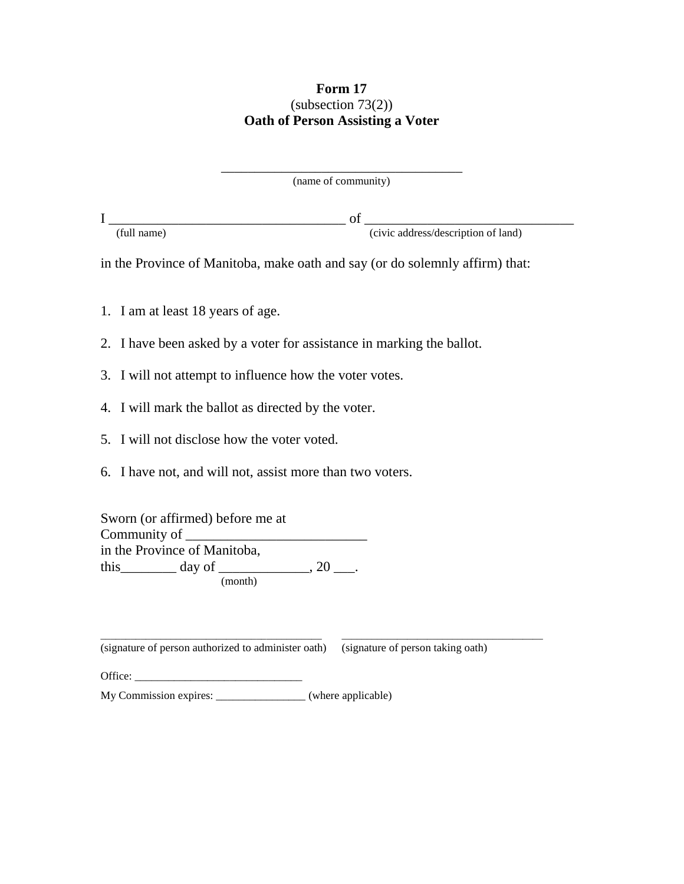**Form 17**
(subsection 73(2))
**Oath of Person Assisting a Voter**

___________________________________
(name of community)

I ___________________________________ of ______________________________
(full name) (civic address/description of land)

in the Province of Manitoba, make oath and say (or do solemnly affirm) that:

1. I am at least 18 years of age.
2. I have been asked by a voter for assistance in marking the ballot.
3. I will not attempt to influence how the voter votes.
4. I will mark the ballot as directed by the voter.
5. I will not disclose how the voter voted.
6. I have not, and will not, assist more than two voters.

Sworn (or affirmed) before me at
Community of _________________________
in the Province of Manitoba,
this________ day of _____________, 20 ___.
(month)

_______________________________________ (signature of person authorized to administer oath)

___________________________________ (signature of person taking oath)

Office: ______________________________

My Commission expires: ________________ (where applicable)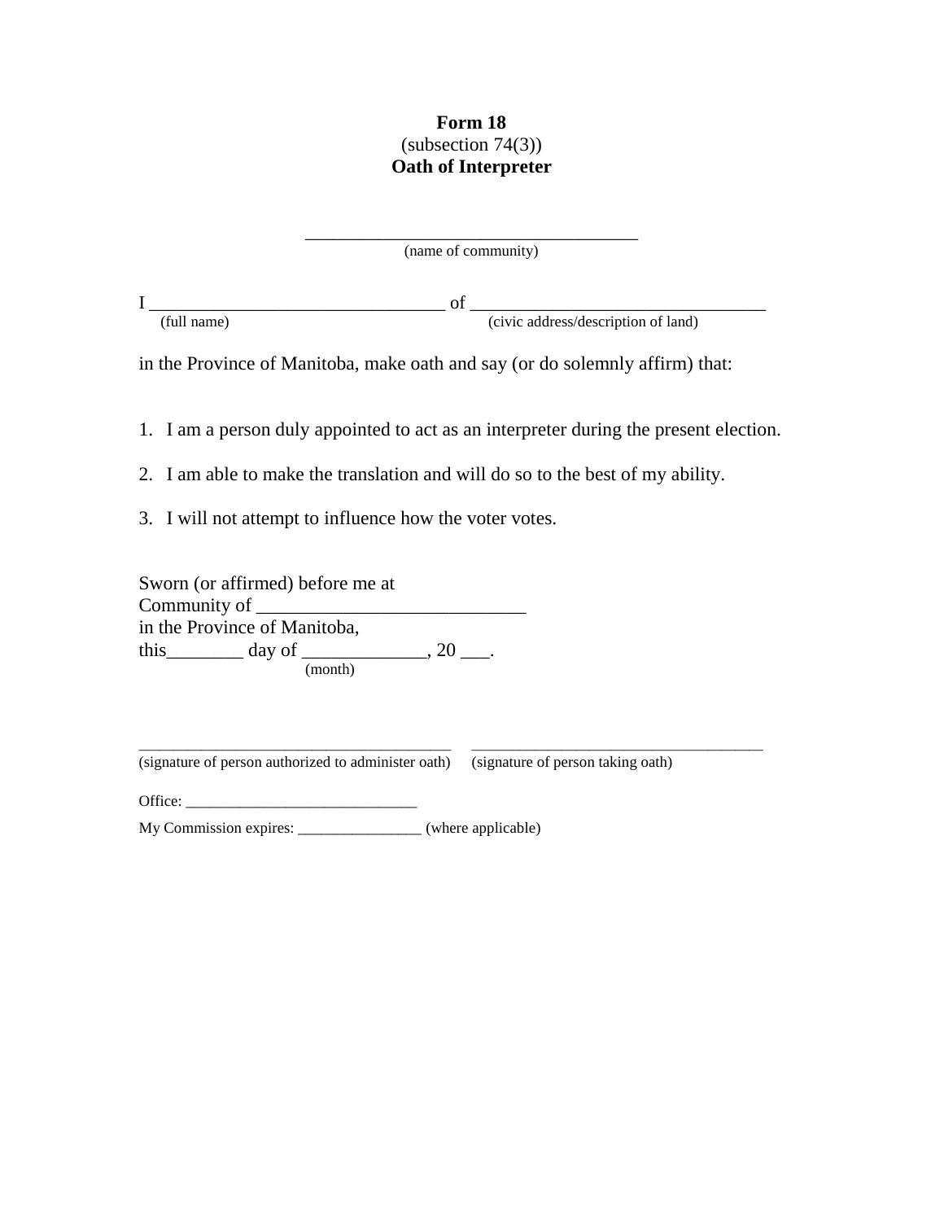**Form 18**
(subsection 74(3))
**Oath of Interpreter**

_____________________________________
(name of community)

I ______________________________ of ______________________________
(full name) (civic address/description of land)

in the Province of Manitoba, make oath and say (or do solemnly affirm) that:

1. I am a person duly appointed to act as an interpreter during the present election.
2. I am able to make the translation and will do so to the best of my ability.
3. I will not attempt to influence how the voter votes.

Sworn (or affirmed) before me at
Community of ___________________________
in the Province of Manitoba,
this________ day of _____________, 20 ___.
(month)

_____________________________________ _____________________________________
(signature of person authorized to administer oath) (signature of person taking oath)

Office: _____________________________

My Commission expires: ________________ (where applicable)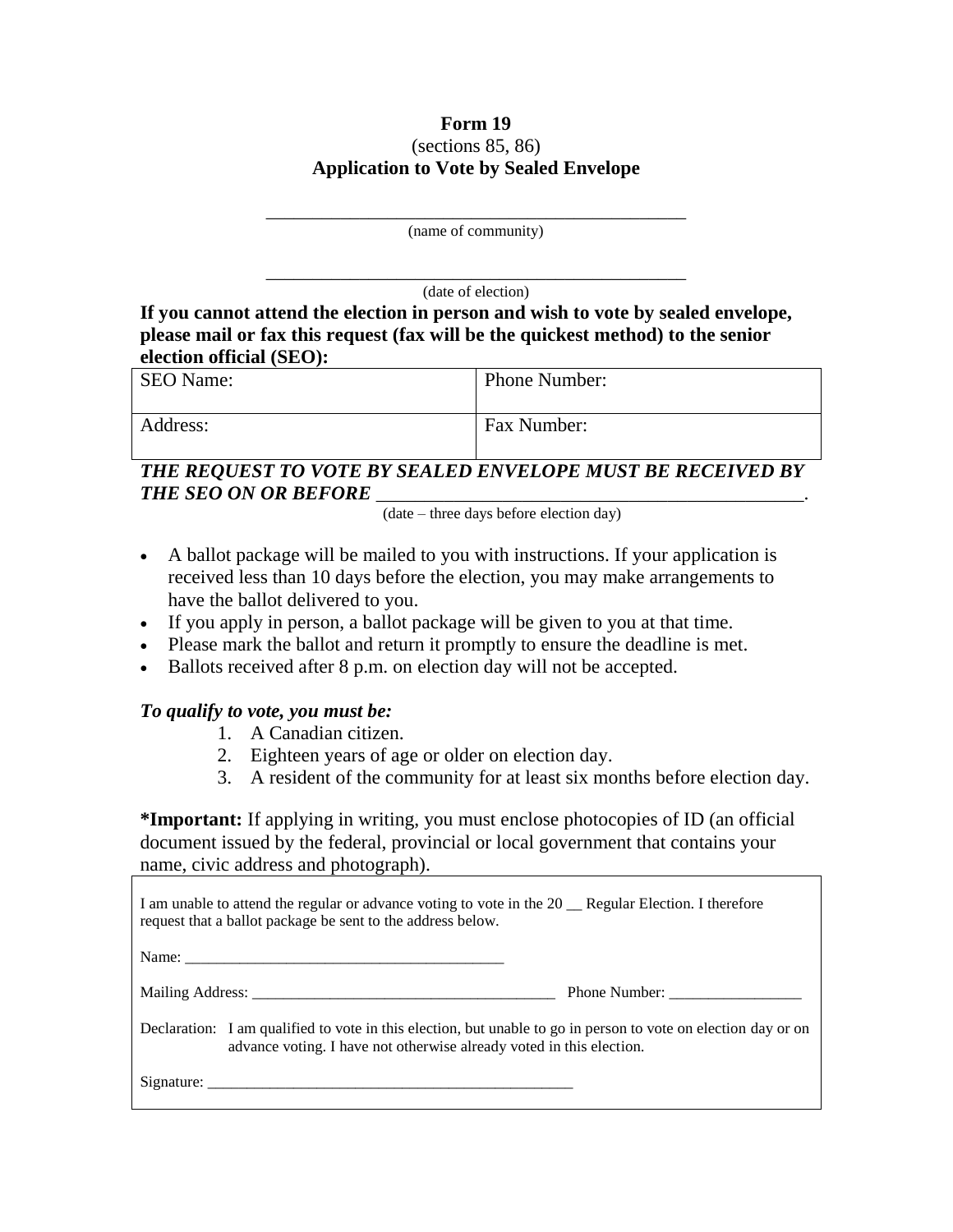**Form 19**
(sections 85, 86)
**Application to Vote by Sealed Envelope**

______________________________________________
(name of community)

______________________________________________
(date of election)

**If you cannot attend the election in person and wish to vote by sealed envelope, please mail or fax this request (fax will be the quickest method) to the senior election official (SEO):**

| SEO Name: | Phone Number: |
|---|---|
| Address: | Fax Number: |

***THE REQUEST TO VOTE BY SEALED ENVELOPE MUST BE RECEIVED BY THE SEO ON OR BEFORE*** ____________________________________________.
(date – three days before election day)

- A ballot package will be mailed to you with instructions. If your application is received less than 10 days before the election, you may make arrangements to have the ballot delivered to you.
- If you apply in person, a ballot package will be given to you at that time.
- Please mark the ballot and return it promptly to ensure the deadline is met.
- Ballots received after 8 p.m. on election day will not be accepted.

***To qualify to vote, you must be:***

1. A Canadian citizen.
2. Eighteen years of age or older on election day.
3. A resident of the community for at least six months before election day.

**\*Important:** If applying in writing, you must enclose photocopies of ID (an official document issued by the federal, provincial or local government that contains your name, civic address and photograph).

I am unable to attend the regular or advance voting to vote in the 20 __ Regular Election. I therefore request that a ballot package be sent to the address below.

Name: _________________________________________

Mailing Address: _______________________________________ Phone Number: _________________

Declaration: I am qualified to vote in this election, but unable to go in person to vote on election day or on advance voting. I have not otherwise already voted in this election.

Signature: _________________________________________________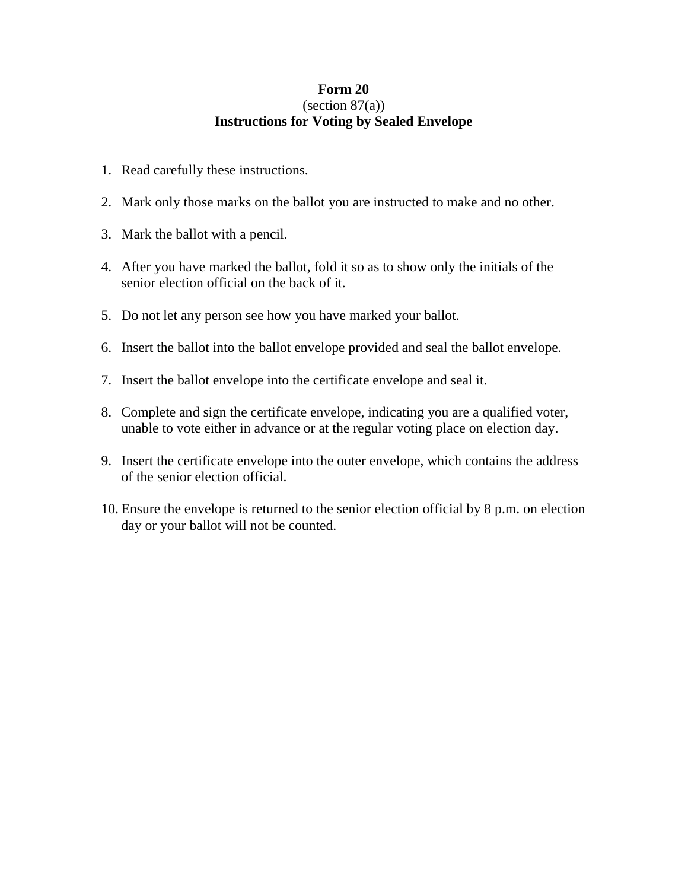**Form 20**
(section 87(a))
**Instructions for Voting by Sealed Envelope**

1. Read carefully these instructions.
2. Mark only those marks on the ballot you are instructed to make and no other.
3. Mark the ballot with a pencil.
4. After you have marked the ballot, fold it so as to show only the initials of the senior election official on the back of it.
5. Do not let any person see how you have marked your ballot.
6. Insert the ballot into the ballot envelope provided and seal the ballot envelope.
7. Insert the ballot envelope into the certificate envelope and seal it.
8. Complete and sign the certificate envelope, indicating you are a qualified voter, unable to vote either in advance or at the regular voting place on election day.
9. Insert the certificate envelope into the outer envelope, which contains the address of the senior election official.
10. Ensure the envelope is returned to the senior election official by 8 p.m. on election day or your ballot will not be counted.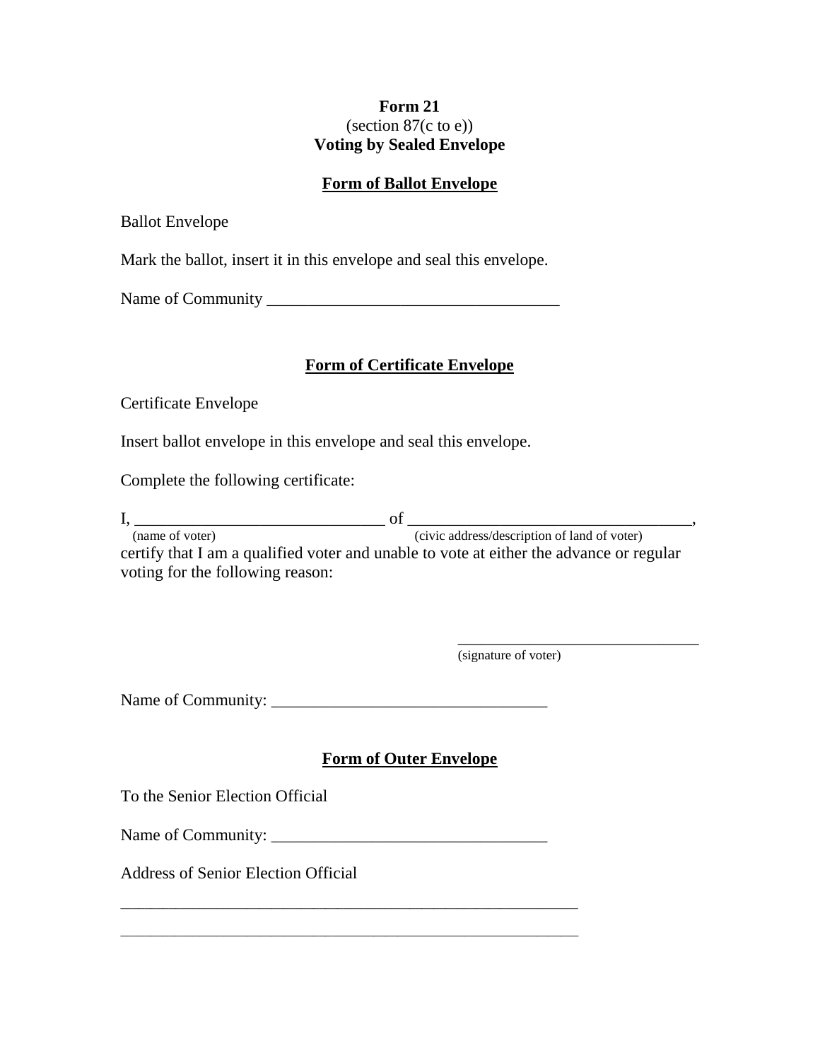**Form 21**
(section 87(c to e))
**Voting by Sealed Envelope**

**Form of Ballot Envelope**

Ballot Envelope

Mark the ballot, insert it in this envelope and seal this envelope.

Name of Community ___________________________________

**Form of Certificate Envelope**

Certificate Envelope

Insert ballot envelope in this envelope and seal this envelope.

Complete the following certificate:

I, ______________________________ of __________________________________,
(name of voter) (civic address/description of land of voter)
certify that I am a qualified voter and unable to vote at either the advance or regular voting for the following reason:

______________________________
(signature of voter)

Name of Community: _________________________________

**Form of Outer Envelope**

To the Senior Election Official

Name of Community: _________________________________

Address of Senior Election Official

__________________________________________________________

__________________________________________________________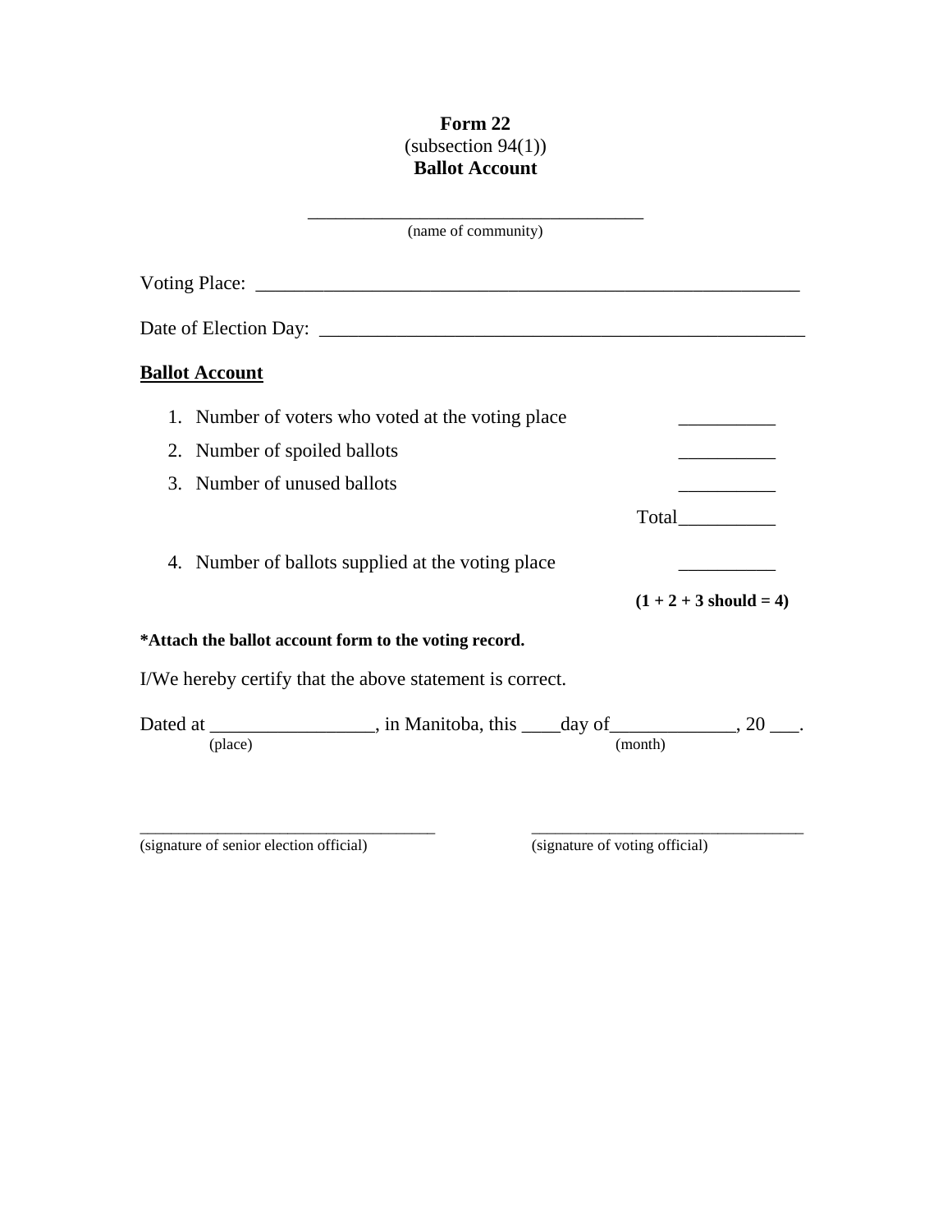**Form 22**
(subsection 94(1))
**Ballot Account**

\_\_\_\_\_\_\_\_\_\_\_\_\_\_\_\_\_\_\_\_\_\_\_\_\_\_\_\_\_\_\_\_\_\_\_\_
(name of community)

Voting Place: \_\_\_\_\_\_\_\_\_\_\_\_\_\_\_\_\_\_\_\_\_\_\_\_\_\_\_\_\_\_\_\_\_\_\_\_\_\_\_\_\_\_\_\_\_\_\_\_\_\_\_\_\_\_\_\_\_\_

Date of Election Day: \_\_\_\_\_\_\_\_\_\_\_\_\_\_\_\_\_\_\_\_\_\_\_\_\_\_\_\_\_\_\_\_\_\_\_\_\_\_\_\_\_\_\_\_\_\_\_\_\_\_

**Ballot Account**

1. Number of voters who voted at the voting place \_\_\_\_\_\_\_\_\_\_
2. Number of spoiled ballots \_\_\_\_\_\_\_\_\_\_
3. Number of unused ballots \_\_\_\_\_\_\_\_\_\_

Total\_\_\_\_\_\_\_\_\_\_

4. Number of ballots supplied at the voting place \_\_\_\_\_\_\_\_\_\_

**(1 + 2 + 3 should = 4)**

**\*Attach the ballot account form to the voting record.**

I/We hereby certify that the above statement is correct.

Dated at \_\_\_\_\_\_\_\_\_\_\_\_\_\_\_\_\_ (place), in Manitoba, this \_\_\_\_day of\_\_\_\_\_\_\_\_\_\_\_\_\_ (month), 20 \_\_\_.

\_\_\_\_\_\_\_\_\_\_\_\_\_\_\_\_\_\_\_\_\_\_\_\_\_\_\_\_\_\_\_\_\_\_
(signature of senior election official)

\_\_\_\_\_\_\_\_\_\_\_\_\_\_\_\_\_\_\_\_\_\_\_\_\_\_\_\_\_\_\_\_\_\_
(signature of voting official)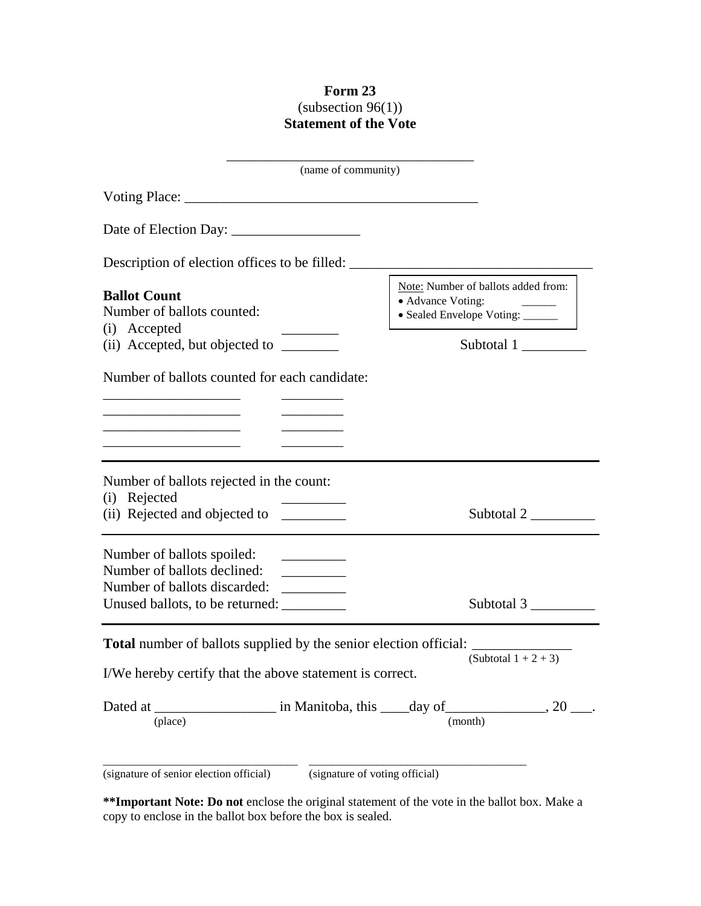**Form 23**
(subsection 96(1))
**Statement of the Vote**

\_\_\_\_\_\_\_\_\_\_\_\_\_\_\_\_\_\_\_\_\_\_\_\_\_\_\_\_\_\_\_\_\_\_\_\_
(name of community)

Voting Place: \_\_\_\_\_\_\_\_\_\_\_\_\_\_\_\_\_\_\_\_\_\_\_\_\_\_\_\_\_\_\_\_\_\_\_\_\_\_\_\_\_\_

Date of Election Day: \_\_\_\_\_\_\_\_\_\_\_\_\_\_\_\_\_\_

Description of election offices to be filled: \_\_\_\_\_\_\_\_\_\_\_\_\_\_\_\_\_\_\_\_\_\_\_\_\_\_\_\_\_\_\_\_\_\_\_\_

> Note: Number of ballots added from:
> - Advance Voting: \_\_\_\_\_\_
> - Sealed Envelope Voting: \_\_\_\_\_\_

**Ballot Count**

Number of ballots counted:

(i) Accepted \_\_\_\_\_\_\_\_

(ii) Accepted, but objected to \_\_\_\_\_\_\_\_

Subtotal 1 \_\_\_\_\_\_\_\_\_

Number of ballots counted for each candidate:

\_\_\_\_\_\_\_\_\_\_\_\_\_\_\_\_\_\_\_ \_\_\_\_\_\_\_\_\_
\_\_\_\_\_\_\_\_\_\_\_\_\_\_\_\_\_\_\_ \_\_\_\_\_\_\_\_\_
\_\_\_\_\_\_\_\_\_\_\_\_\_\_\_\_\_\_\_ \_\_\_\_\_\_\_\_\_
\_\_\_\_\_\_\_\_\_\_\_\_\_\_\_\_\_\_\_ \_\_\_\_\_\_\_\_\_

---

Number of ballots rejected in the count:

(i) Rejected \_\_\_\_\_\_\_\_\_

(ii) Rejected and objected to \_\_\_\_\_\_\_\_\_

Subtotal 2 \_\_\_\_\_\_\_\_\_

---

Number of ballots spoiled: \_\_\_\_\_\_\_\_\_
Number of ballots declined: \_\_\_\_\_\_\_\_\_
Number of ballots discarded: \_\_\_\_\_\_\_\_\_
Unused ballots, to be returned: \_\_\_\_\_\_\_\_\_

Subtotal 3 \_\_\_\_\_\_\_\_\_

---

**Total** number of ballots supplied by the senior election official: \_\_\_\_\_\_\_\_\_\_\_\_\_\_
(Subtotal 1 + 2 + 3)

I/We hereby certify that the above statement is correct.

Dated at \_\_\_\_\_\_\_\_\_\_\_\_\_\_\_\_\_ in Manitoba, this \_\_\_\_day of\_\_\_\_\_\_\_\_\_\_\_\_\_\_, 20 \_\_\_.
(place) (month)

\_\_\_\_\_\_\_\_\_\_\_\_\_\_\_\_\_\_\_\_\_\_\_\_\_\_\_\_\_\_ \_\_\_\_\_\_\_\_\_\_\_\_\_\_\_\_\_\_\_\_\_\_\_\_\_\_\_\_\_\_\_\_\_\_
(signature of senior election official) (signature of voting official)

**\*\*Important Note: Do not** enclose the original statement of the vote in the ballot box. Make a copy to enclose in the ballot box before the box is sealed.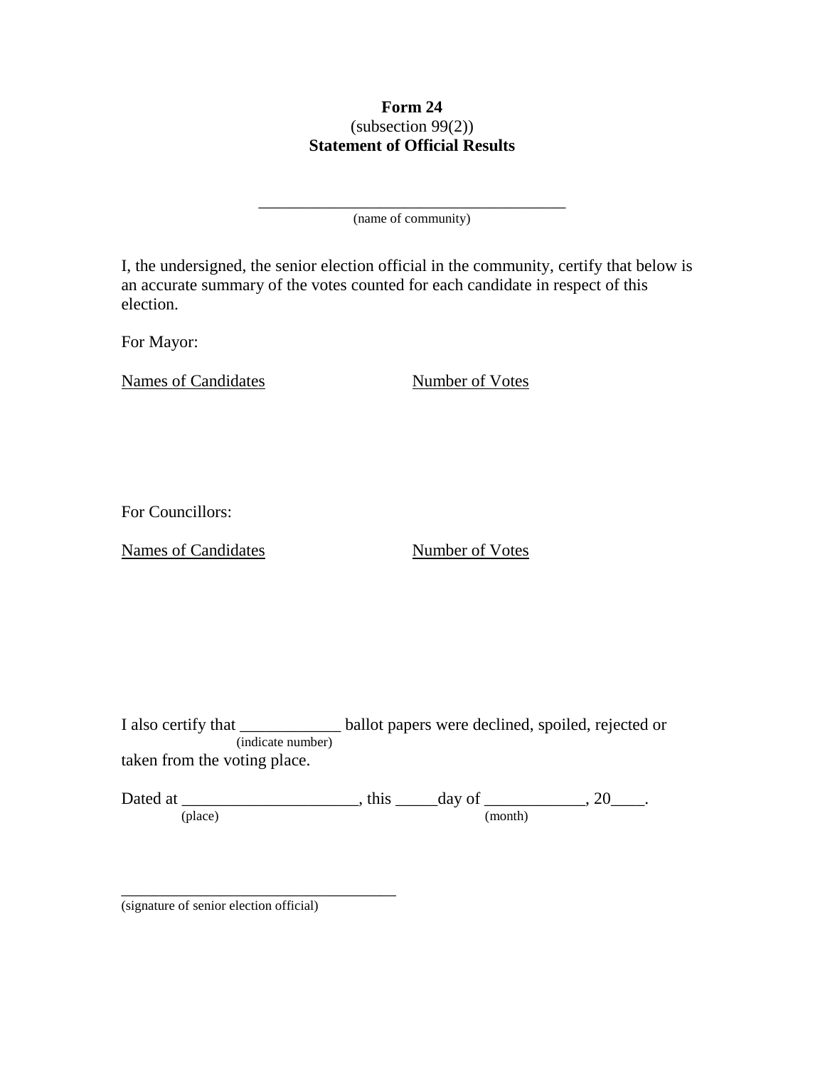**Form 24**
(subsection 99(2))
**Statement of Official Results**

\_\_\_\_\_\_\_\_\_\_\_\_\_\_\_\_\_\_\_\_\_\_\_\_\_\_\_\_\_\_\_\_\_\_\_\_\_\_\_\_
(name of community)

I, the undersigned, the senior election official in the community, certify that below is an accurate summary of the votes counted for each candidate in respect of this election.

For Mayor:

<u>Names of Candidates</u> <u>Number of Votes</u>

For Councillors:

<u>Names of Candidates</u> <u>Number of Votes</u>

I also certify that \_\_\_\_\_\_\_\_\_\_\_\_ (indicate number) ballot papers were declined, spoiled, rejected or taken from the voting place.

Dated at \_\_\_\_\_\_\_\_\_\_\_\_\_\_\_\_\_\_\_\_\_ (place), this \_\_\_\_\_day of \_\_\_\_\_\_\_\_\_\_\_\_ (month), 20\_\_\_\_.

\_\_\_\_\_\_\_\_\_\_\_\_\_\_\_\_\_\_\_\_\_\_\_\_\_\_\_\_\_\_\_\_\_\_\_\_
(signature of senior election official)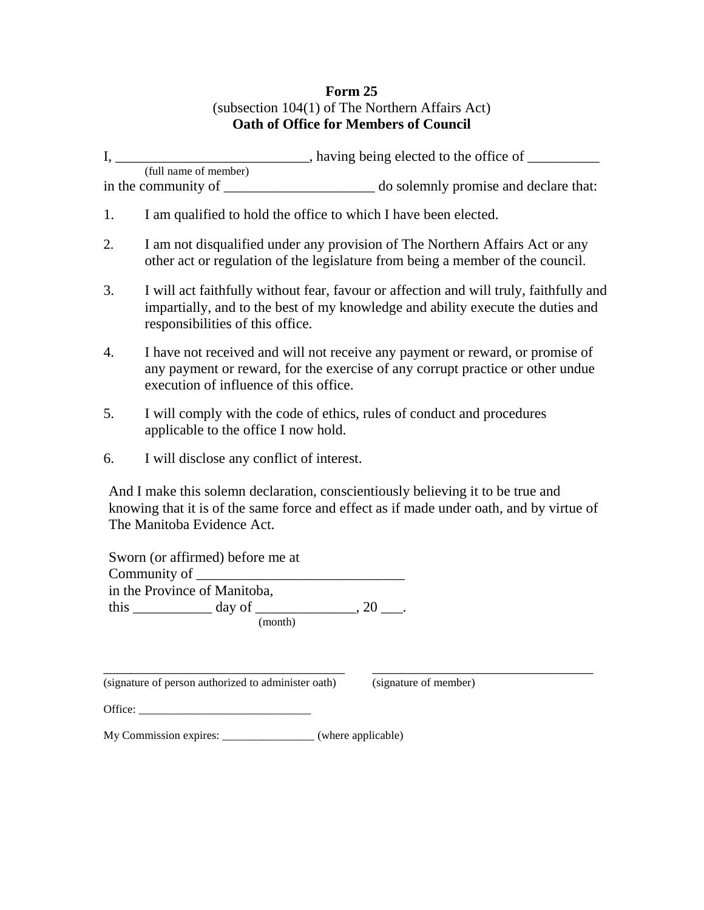**Form 25**
(subsection 104(1) of The Northern Affairs Act)
**Oath of Office for Members of Council**

I, ___________________________, having being elected to the office of __________
(full name of member)
in the community of _____________________ do solemnly promise and declare that:

1. I am qualified to hold the office to which I have been elected.
2. I am not disqualified under any provision of The Northern Affairs Act or any other act or regulation of the legislature from being a member of the council.
3. I will act faithfully without fear, favour or affection and will truly, faithfully and impartially, and to the best of my knowledge and ability execute the duties and responsibilities of this office.
4. I have not received and will not receive any payment or reward, or promise of any payment or reward, for the exercise of any corrupt practice or other undue execution of influence of this office.
5. I will comply with the code of ethics, rules of conduct and procedures applicable to the office I now hold.
6. I will disclose any conflict of interest.

And I make this solemn declaration, conscientiously believing it to be true and knowing that it is of the same force and effect as if made under oath, and by virtue of The Manitoba Evidence Act.

Sworn (or affirmed) before me at
Community of _____________________________
in the Province of Manitoba,
this ___________ day of ______________, 20 ___.
(month)

______________________________________ (signature of person authorized to administer oath)

__________________________________ (signature of member)

Office: ______________________________

My Commission expires: ________________ (where applicable)